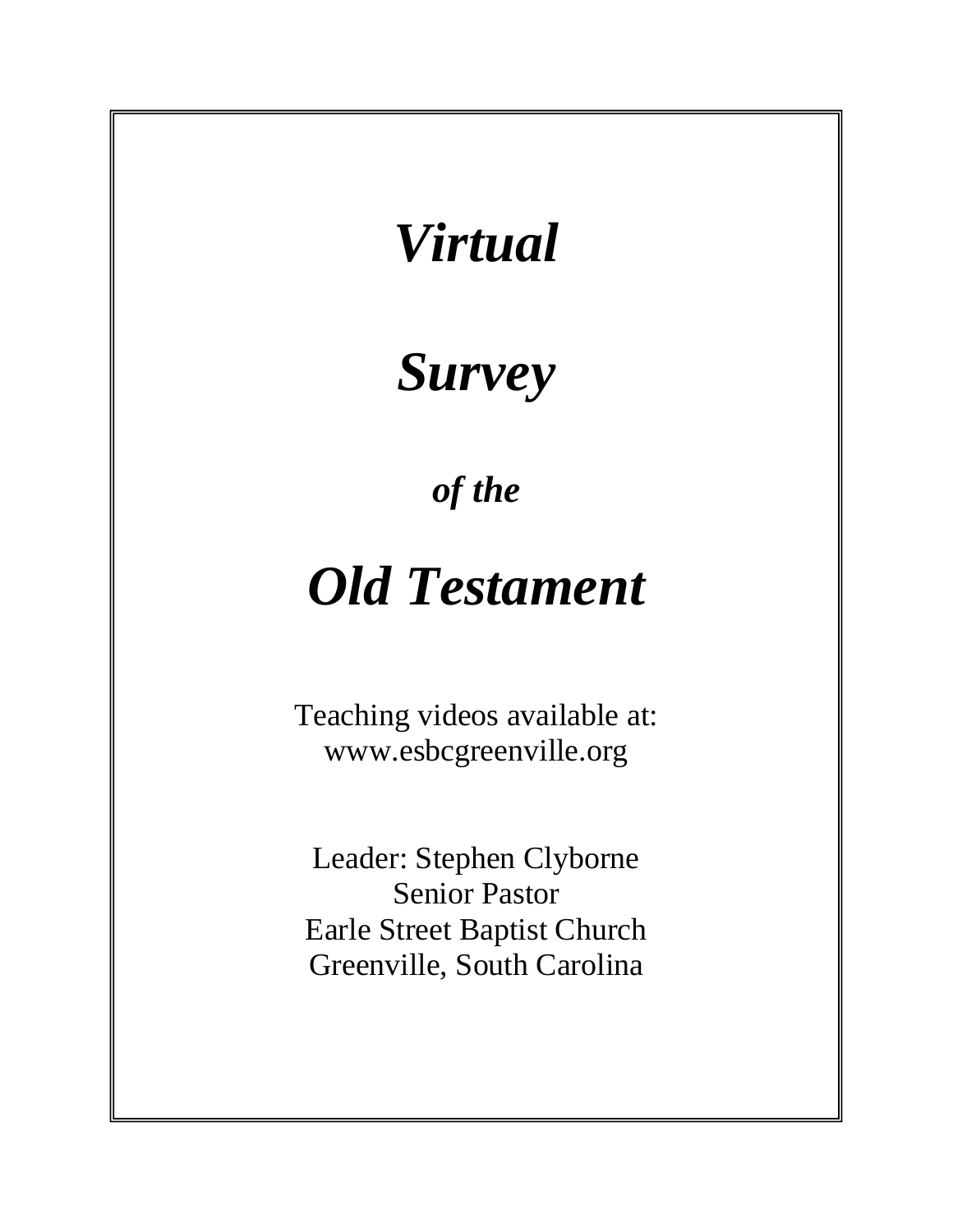# *Virtual*

# *Survey*

### *of the*

# *Old Testament*

Teaching videos available at:
www.esbcgreenville.org

Leader: Stephen Clyborne
Senior Pastor
Earle Street Baptist Church
Greenville, South Carolina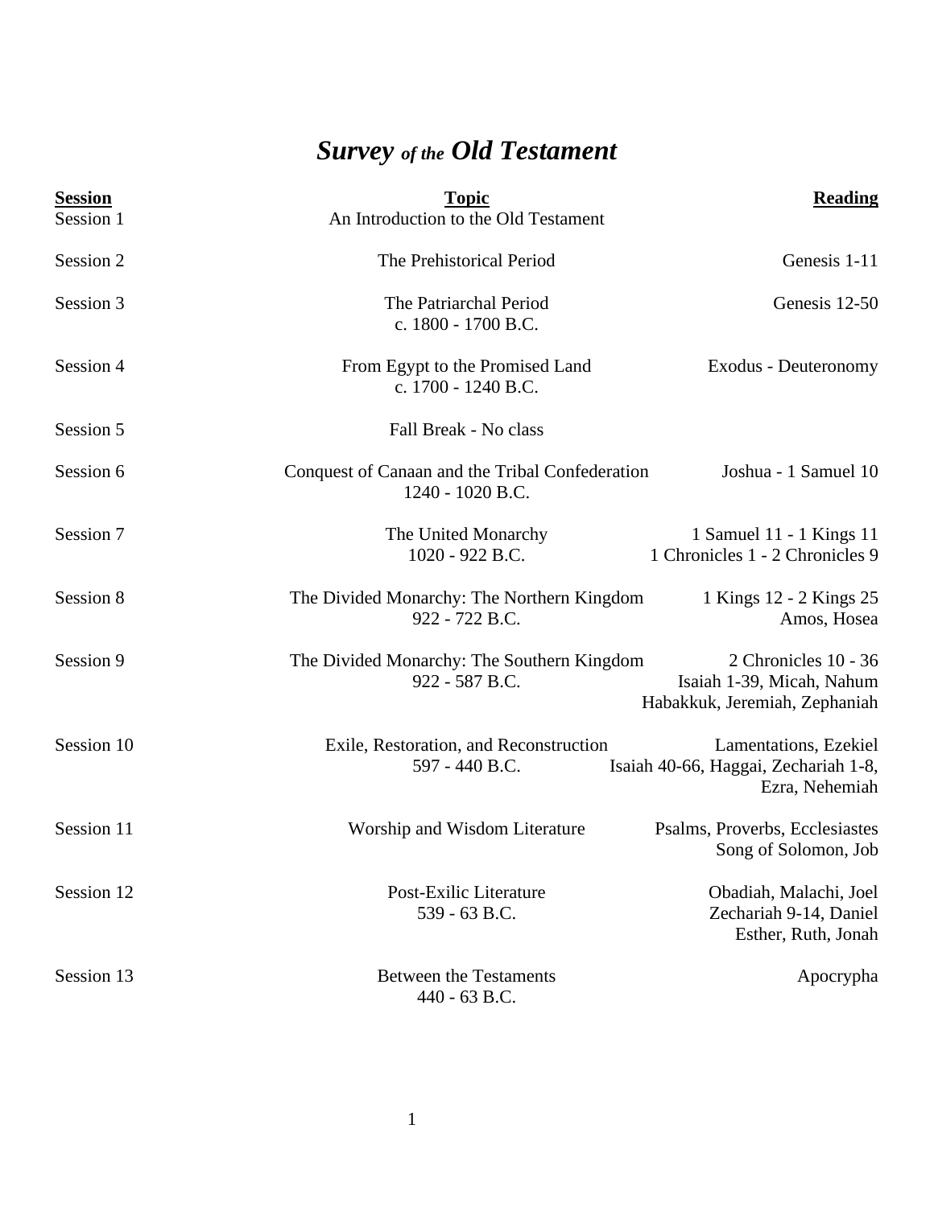# *Survey of the Old Testament*

| Session | Topic | Reading |
|---|---|---|
| Session 1 | An Introduction to the Old Testament | |
| Session 2 | The Prehistorical Period | Genesis 1-11 |
| Session 3 | The Patriarchal Period<br>c. 1800 - 1700 B.C. | Genesis 12-50 |
| Session 4 | From Egypt to the Promised Land<br>c. 1700 - 1240 B.C. | Exodus - Deuteronomy |
| Session 5 | Fall Break - No class | |
| Session 6 | Conquest of Canaan and the Tribal Confederation<br>1240 - 1020 B.C. | Joshua - 1 Samuel 10 |
| Session 7 | The United Monarchy<br>1020 - 922 B.C. | 1 Samuel 11 - 1 Kings 11<br>1 Chronicles 1 - 2 Chronicles 9 |
| Session 8 | The Divided Monarchy: The Northern Kingdom<br>922 - 722 B.C. | 1 Kings 12 - 2 Kings 25<br>Amos, Hosea |
| Session 9 | The Divided Monarchy: The Southern Kingdom<br>922 - 587 B.C. | 2 Chronicles 10 - 36<br>Isaiah 1-39, Micah, Nahum<br>Habakkuk, Jeremiah, Zephaniah |
| Session 10 | Exile, Restoration, and Reconstruction<br>597 - 440 B.C. | Lamentations, Ezekiel<br>Isaiah 40-66, Haggai, Zechariah 1-8,<br>Ezra, Nehemiah |
| Session 11 | Worship and Wisdom Literature | Psalms, Proverbs, Ecclesiastes<br>Song of Solomon, Job |
| Session 12 | Post-Exilic Literature<br>539 - 63 B.C. | Obadiah, Malachi, Joel<br>Zechariah 9-14, Daniel<br>Esther, Ruth, Jonah |
| Session 13 | Between the Testaments<br>440 - 63 B.C. | Apocrypha |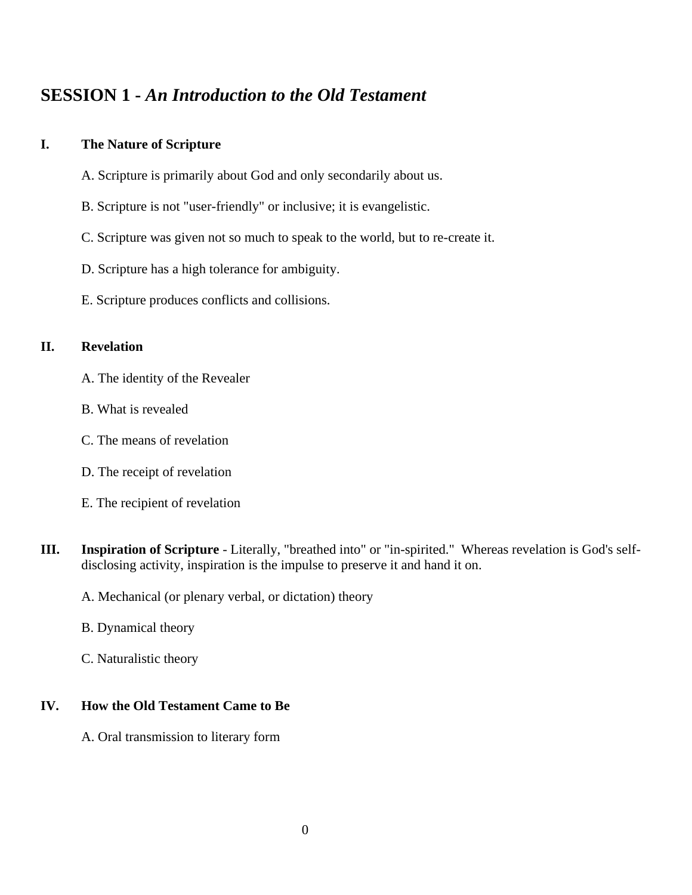# SESSION 1 - *An Introduction to the Old Testament*

## I. The Nature of Scripture

A. Scripture is primarily about God and only secondarily about us.

B. Scripture is not "user-friendly" or inclusive; it is evangelistic.

C. Scripture was given not so much to speak to the world, but to re-create it.

D. Scripture has a high tolerance for ambiguity.

E. Scripture produces conflicts and collisions.

## II. Revelation

A. The identity of the Revealer

B. What is revealed

C. The means of revelation

D. The receipt of revelation

E. The recipient of revelation

## III. Inspiration of Scripture

**Inspiration of Scripture** - Literally, "breathed into" or "in-spirited." Whereas revelation is God's self-disclosing activity, inspiration is the impulse to preserve it and hand it on.

A. Mechanical (or plenary verbal, or dictation) theory

B. Dynamical theory

C. Naturalistic theory

## IV. How the Old Testament Came to Be

A. Oral transmission to literary form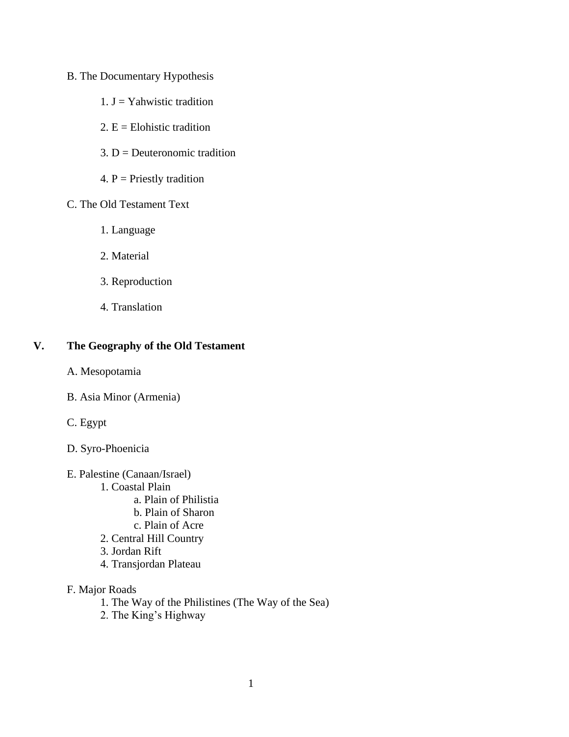B. The Documentary Hypothesis

1. J = Yahwistic tradition
2. E = Elohistic tradition
3. D = Deuteronomic tradition
4. P = Priestly tradition

C. The Old Testament Text

1. Language
2. Material
3. Reproduction
4. Translation

## V. The Geography of the Old Testament

A. Mesopotamia

B. Asia Minor (Armenia)

C. Egypt

D. Syro-Phoenicia

E. Palestine (Canaan/Israel)

1. Coastal Plain
    a. Plain of Philistia
    b. Plain of Sharon
    c. Plain of Acre
2. Central Hill Country
3. Jordan Rift
4. Transjordan Plateau

F. Major Roads

1. The Way of the Philistines (The Way of the Sea)
2. The King's Highway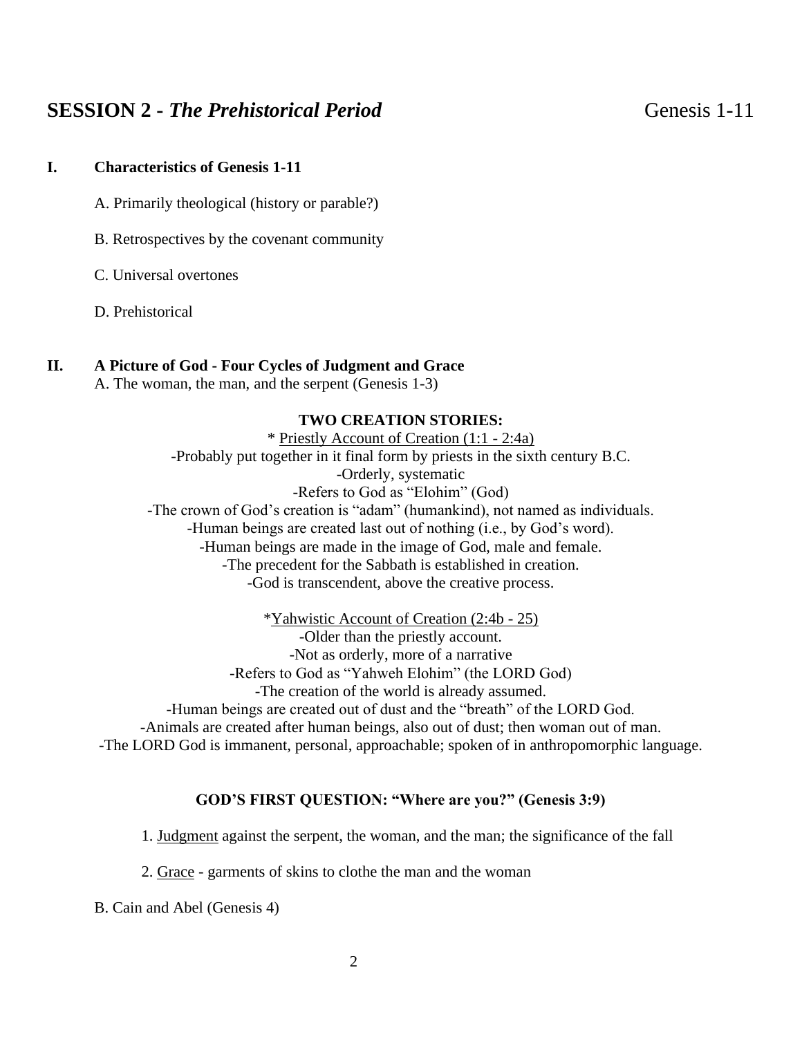## SESSION 2 - *The Prehistorical Period* Genesis 1-11

### I. Characteristics of Genesis 1-11

A. Primarily theological (history or parable?)

B. Retrospectives by the covenant community

C. Universal overtones

D. Prehistorical

### II. A Picture of God - Four Cycles of Judgment and Grace

A. The woman, the man, and the serpent (Genesis 1-3)

**TWO CREATION STORIES:**

* Priestly Account of Creation (1:1 - 2:4a)

-Probably put together in it final form by priests in the sixth century B.C.

-Orderly, systematic

-Refers to God as "Elohim" (God)

-The crown of God's creation is "adam" (humankind), not named as individuals.

-Human beings are created last out of nothing (i.e., by God's word).

-Human beings are made in the image of God, male and female.

-The precedent for the Sabbath is established in creation.

-God is transcendent, above the creative process.

*Yahwistic Account of Creation (2:4b - 25)

-Older than the priestly account.

-Not as orderly, more of a narrative

-Refers to God as "Yahweh Elohim" (the LORD God)

-The creation of the world is already assumed.

-Human beings are created out of dust and the "breath" of the LORD God.

-Animals are created after human beings, also out of dust; then woman out of man.

-The LORD God is immanent, personal, approachable; spoken of in anthropomorphic language.

**GOD'S FIRST QUESTION: "Where are you?" (Genesis 3:9)**

1. Judgment against the serpent, the woman, and the man; the significance of the fall

2. Grace - garments of skins to clothe the man and the woman

B. Cain and Abel (Genesis 4)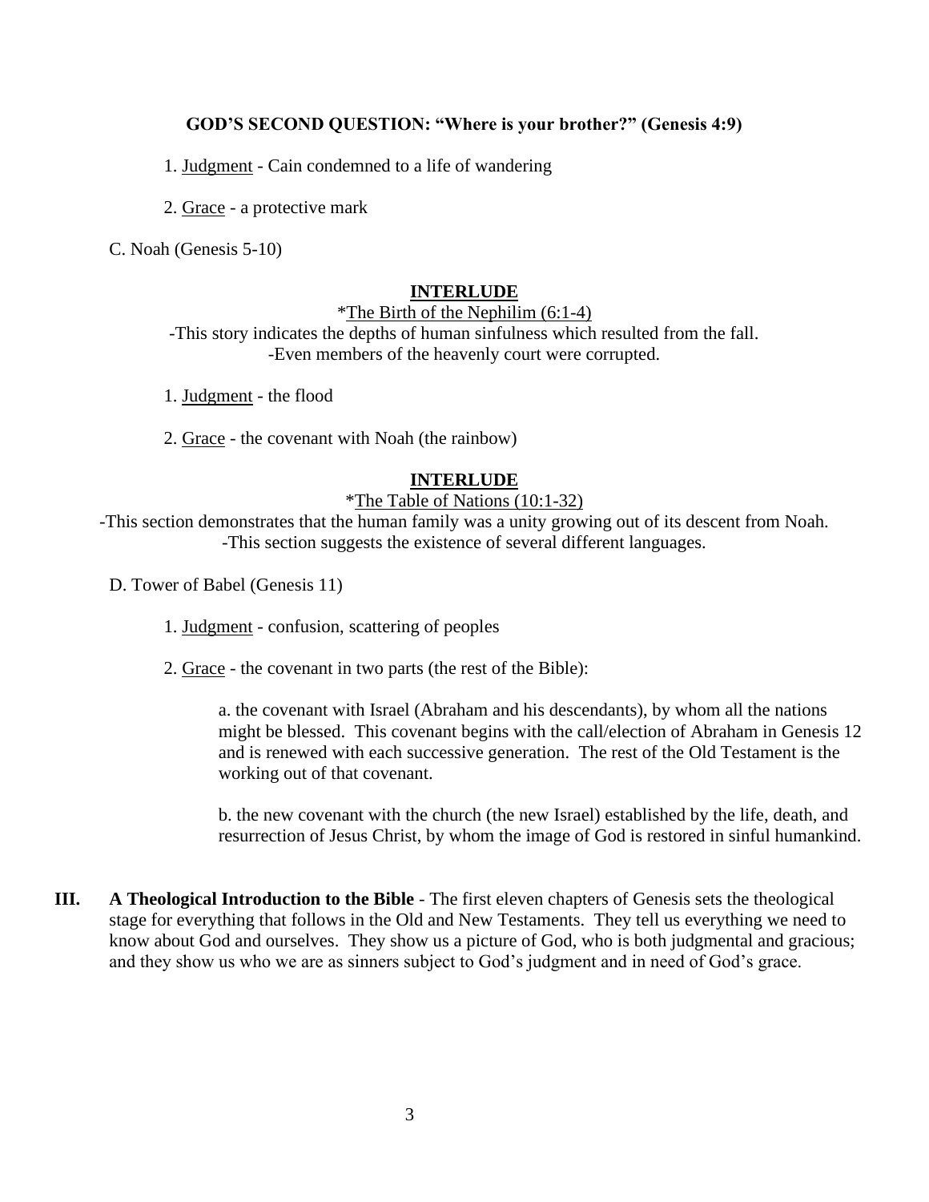**GOD'S SECOND QUESTION: "Where is your brother?" (Genesis 4:9)**

1. <u>Judgment</u> - Cain condemned to a life of wandering

2. <u>Grace</u> - a protective mark

C. Noah (Genesis 5-10)

**<u>INTERLUDE</u>**

*<u>The Birth of the Nephilim (6:1-4)</u>

-This story indicates the depths of human sinfulness which resulted from the fall.
-Even members of the heavenly court were corrupted.

1. <u>Judgment</u> - the flood

2. <u>Grace</u> - the covenant with Noah (the rainbow)

**<u>INTERLUDE</u>**

*<u>The Table of Nations (10:1-32)</u>

-This section demonstrates that the human family was a unity growing out of its descent from Noah.
-This section suggests the existence of several different languages.

D. Tower of Babel (Genesis 11)

1. <u>Judgment</u> - confusion, scattering of peoples

2. <u>Grace</u> - the covenant in two parts (the rest of the Bible):

a. the covenant with Israel (Abraham and his descendants), by whom all the nations might be blessed. This covenant begins with the call/election of Abraham in Genesis 12 and is renewed with each successive generation. The rest of the Old Testament is the working out of that covenant.

b. the new covenant with the church (the new Israel) established by the life, death, and resurrection of Jesus Christ, by whom the image of God is restored in sinful humankind.

**III. A Theological Introduction to the Bible** - The first eleven chapters of Genesis sets the theological stage for everything that follows in the Old and New Testaments. They tell us everything we need to know about God and ourselves. They show us a picture of God, who is both judgmental and gracious; and they show us who we are as sinners subject to God's judgment and in need of God's grace.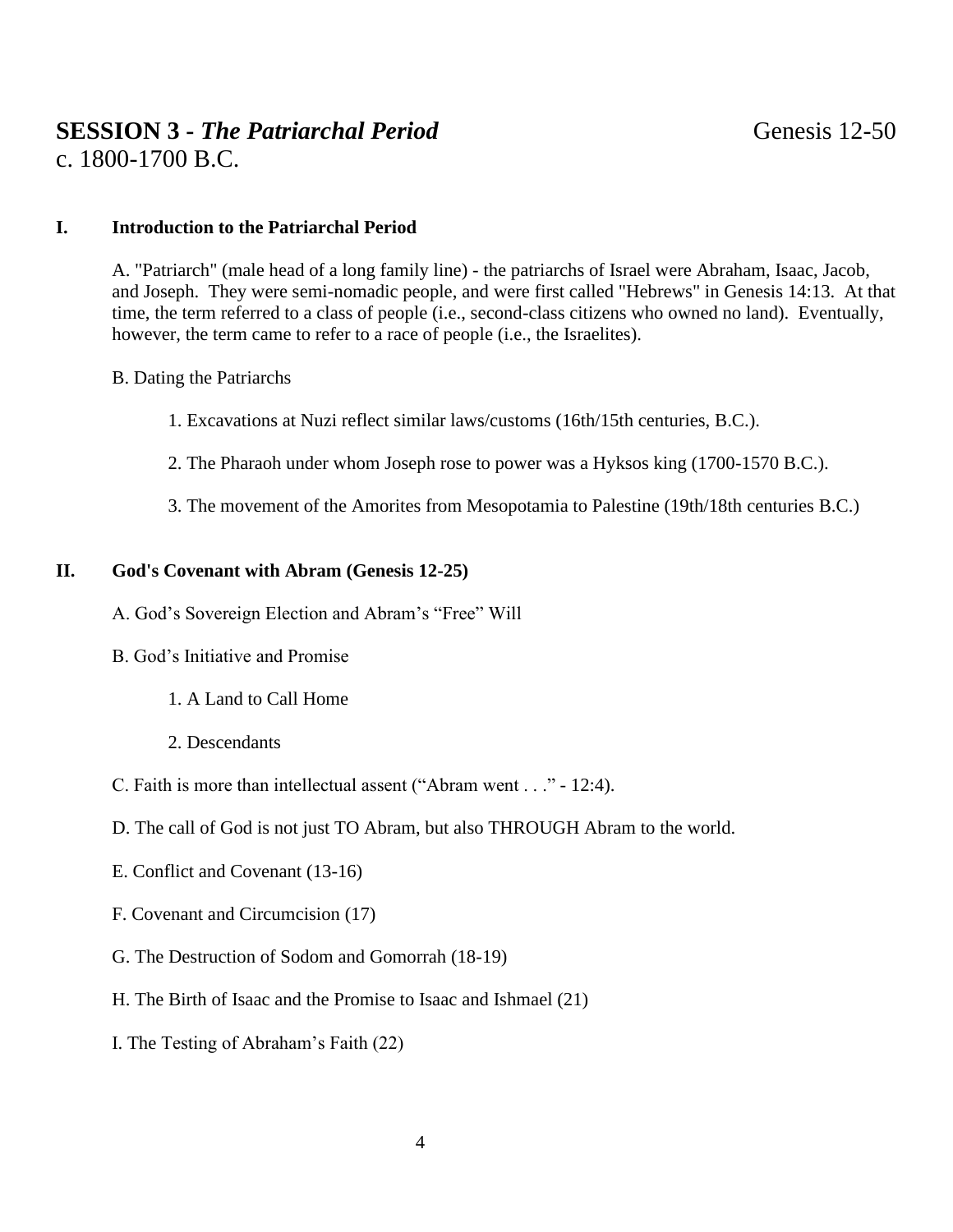# SESSION 3 - *The Patriarchal Period* Genesis 12-50

c. 1800-1700 B.C.

## I. Introduction to the Patriarchal Period

A. "Patriarch" (male head of a long family line) - the patriarchs of Israel were Abraham, Isaac, Jacob, and Joseph. They were semi-nomadic people, and were first called "Hebrews" in Genesis 14:13. At that time, the term referred to a class of people (i.e., second-class citizens who owned no land). Eventually, however, the term came to refer to a race of people (i.e., the Israelites).

B. Dating the Patriarchs

1. Excavations at Nuzi reflect similar laws/customs (16th/15th centuries, B.C.).

2. The Pharaoh under whom Joseph rose to power was a Hyksos king (1700-1570 B.C.).

3. The movement of the Amorites from Mesopotamia to Palestine (19th/18th centuries B.C.)

## II. God's Covenant with Abram (Genesis 12-25)

A. God's Sovereign Election and Abram's "Free" Will

B. God's Initiative and Promise

1. A Land to Call Home

2. Descendants

C. Faith is more than intellectual assent ("Abram went . . ." - 12:4).

D. The call of God is not just TO Abram, but also THROUGH Abram to the world.

E. Conflict and Covenant (13-16)

F. Covenant and Circumcision (17)

G. The Destruction of Sodom and Gomorrah (18-19)

H. The Birth of Isaac and the Promise to Isaac and Ishmael (21)

I. The Testing of Abraham's Faith (22)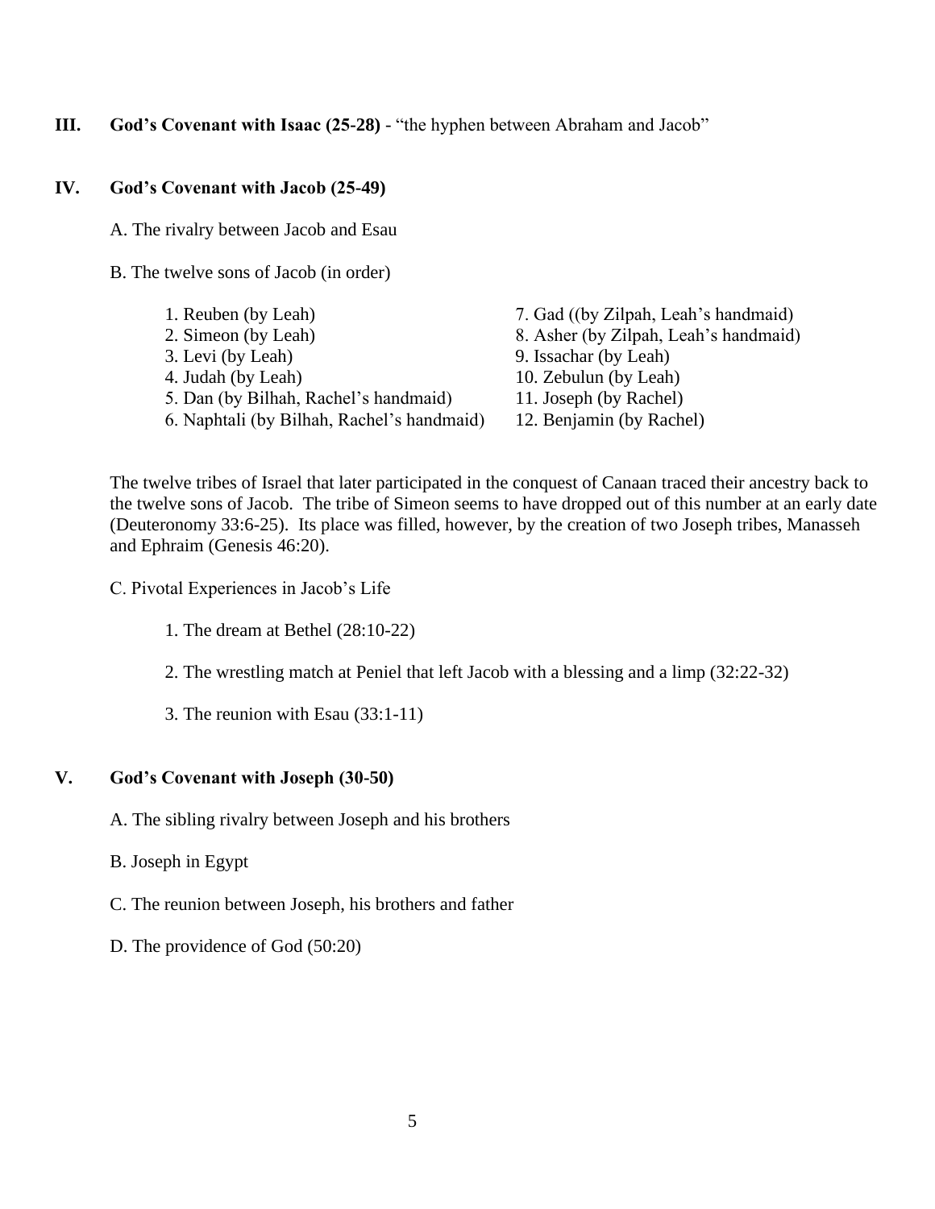## III. God's Covenant with Isaac (25-28) - "the hyphen between Abraham and Jacob"

## IV. God's Covenant with Jacob (25-49)

A. The rivalry between Jacob and Esau

B. The twelve sons of Jacob (in order)

1. Reuben (by Leah)
2. Simeon (by Leah)
3. Levi (by Leah)
4. Judah (by Leah)
5. Dan (by Bilhah, Rachel's handmaid)
6. Naphtali (by Bilhah, Rachel's handmaid)
7. Gad ((by Zilpah, Leah's handmaid)
8. Asher (by Zilpah, Leah's handmaid)
9. Issachar (by Leah)
10. Zebulun (by Leah)
11. Joseph (by Rachel)
12. Benjamin (by Rachel)

The twelve tribes of Israel that later participated in the conquest of Canaan traced their ancestry back to the twelve sons of Jacob. The tribe of Simeon seems to have dropped out of this number at an early date (Deuteronomy 33:6-25). Its place was filled, however, by the creation of two Joseph tribes, Manasseh and Ephraim (Genesis 46:20).

C. Pivotal Experiences in Jacob's Life

1. The dream at Bethel (28:10-22)

2. The wrestling match at Peniel that left Jacob with a blessing and a limp (32:22-32)

3. The reunion with Esau (33:1-11)

## V. God's Covenant with Joseph (30-50)

A. The sibling rivalry between Joseph and his brothers

B. Joseph in Egypt

C. The reunion between Joseph, his brothers and father

D. The providence of God (50:20)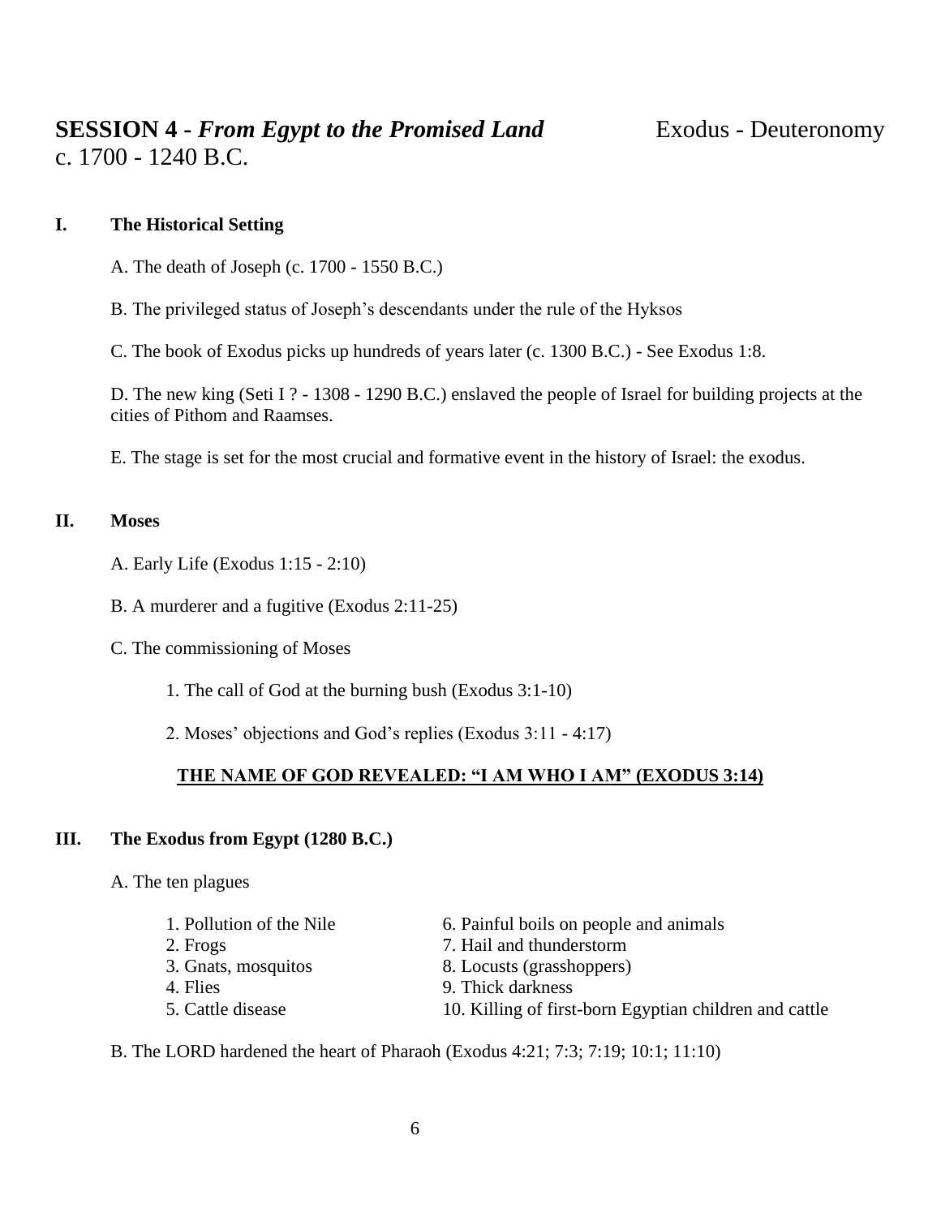# SESSION 4 - *From Egypt to the Promised Land* Exodus - Deuteronomy

c. 1700 - 1240 B.C.

## I. The Historical Setting

A. The death of Joseph (c. 1700 - 1550 B.C.)

B. The privileged status of Joseph's descendants under the rule of the Hyksos

C. The book of Exodus picks up hundreds of years later (c. 1300 B.C.) - See Exodus 1:8.

D. The new king (Seti I ? - 1308 - 1290 B.C.) enslaved the people of Israel for building projects at the cities of Pithom and Raamses.

E. The stage is set for the most crucial and formative event in the history of Israel: the exodus.

## II. Moses

A. Early Life (Exodus 1:15 - 2:10)

B. A murderer and a fugitive (Exodus 2:11-25)

C. The commissioning of Moses

1. The call of God at the burning bush (Exodus 3:1-10)

2. Moses' objections and God's replies (Exodus 3:11 - 4:17)

**THE NAME OF GOD REVEALED: "I AM WHO I AM" (EXODUS 3:14)**

## III. The Exodus from Egypt (1280 B.C.)

A. The ten plagues

1. Pollution of the Nile
2. Frogs
3. Gnats, mosquitos
4. Flies
5. Cattle disease
6. Painful boils on people and animals
7. Hail and thunderstorm
8. Locusts (grasshoppers)
9. Thick darkness
10. Killing of first-born Egyptian children and cattle

B. The LORD hardened the heart of Pharaoh (Exodus 4:21; 7:3; 7:19; 10:1; 11:10)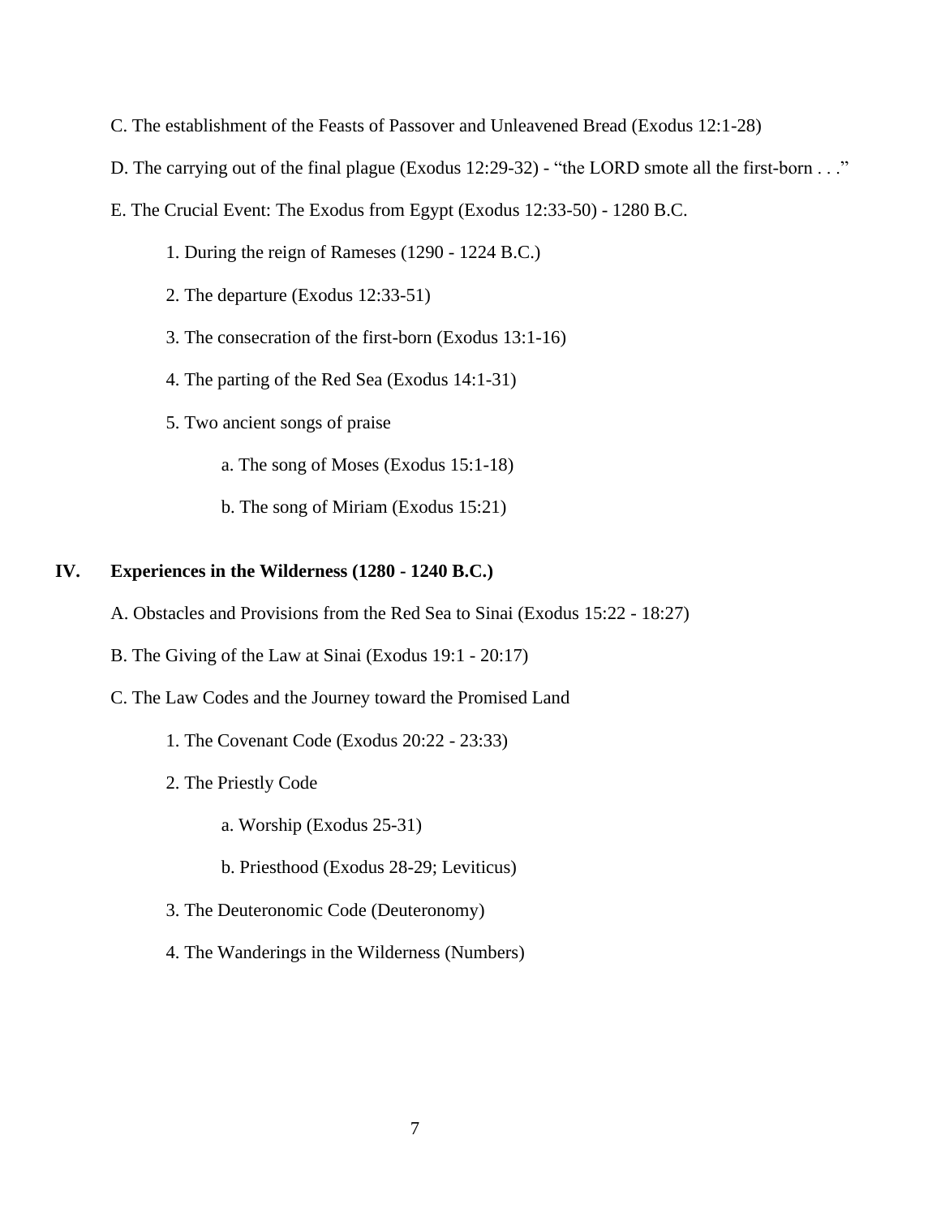C. The establishment of the Feasts of Passover and Unleavened Bread (Exodus 12:1-28)

D. The carrying out of the final plague (Exodus 12:29-32) - “the LORD smote all the first-born . . .”

E. The Crucial Event: The Exodus from Egypt (Exodus 12:33-50) - 1280 B.C.

1. During the reign of Rameses (1290 - 1224 B.C.)

2. The departure (Exodus 12:33-51)

3. The consecration of the first-born (Exodus 13:1-16)

4. The parting of the Red Sea (Exodus 14:1-31)

5. Two ancient songs of praise

a. The song of Moses (Exodus 15:1-18)

b. The song of Miriam (Exodus 15:21)

## IV. Experiences in the Wilderness (1280 - 1240 B.C.)

A. Obstacles and Provisions from the Red Sea to Sinai (Exodus 15:22 - 18:27)

B. The Giving of the Law at Sinai (Exodus 19:1 - 20:17)

C. The Law Codes and the Journey toward the Promised Land

1. The Covenant Code (Exodus 20:22 - 23:33)

2. The Priestly Code

a. Worship (Exodus 25-31)

b. Priesthood (Exodus 28-29; Leviticus)

3. The Deuteronomic Code (Deuteronomy)

4. The Wanderings in the Wilderness (Numbers)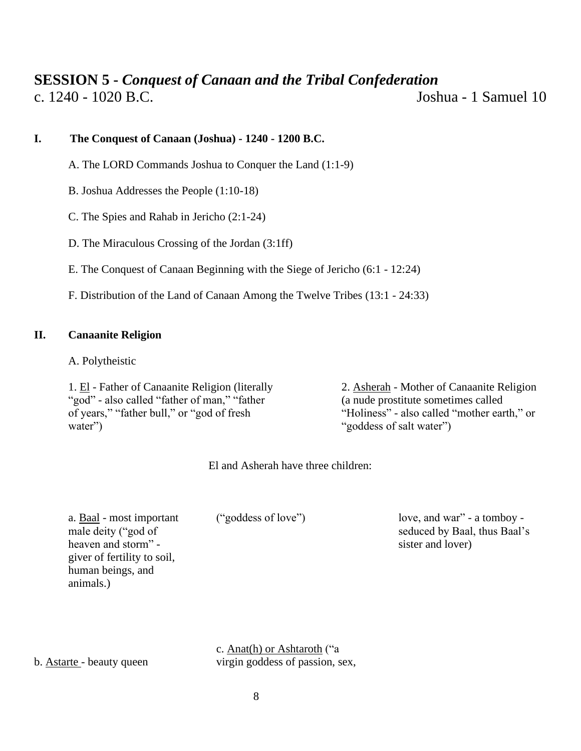# SESSION 5 - *Conquest of Canaan and the Tribal Confederation*

c. 1240 - 1020 B.C. Joshua - 1 Samuel 10

## I. The Conquest of Canaan (Joshua) - 1240 - 1200 B.C.

A. The LORD Commands Joshua to Conquer the Land (1:1-9)

B. Joshua Addresses the People (1:10-18)

C. The Spies and Rahab in Jericho (2:1-24)

D. The Miraculous Crossing of the Jordan (3:1ff)

E. The Conquest of Canaan Beginning with the Siege of Jericho (6:1 - 12:24)

F. Distribution of the Land of Canaan Among the Twelve Tribes (13:1 - 24:33)

## II. Canaanite Religion

A. Polytheistic

1. El - Father of Canaanite Religion (literally "god" - also called "father of man," "father of years," "father bull," or "god of fresh water")

2. Asherah - Mother of Canaanite Religion (a nude prostitute sometimes called "Holiness" - also called "mother earth," or "goddess of salt water")

El and Asherah have three children:

a. Baal - most important male deity ("god of heaven and storm" - giver of fertility to soil, human beings, and animals.)

b. Astarte - beauty queen ("goddess of love")

c. Anat(h) or Ashtaroth ("a virgin goddess of passion, sex, love, and war" - a tomboy - seduced by Baal, thus Baal's sister and lover)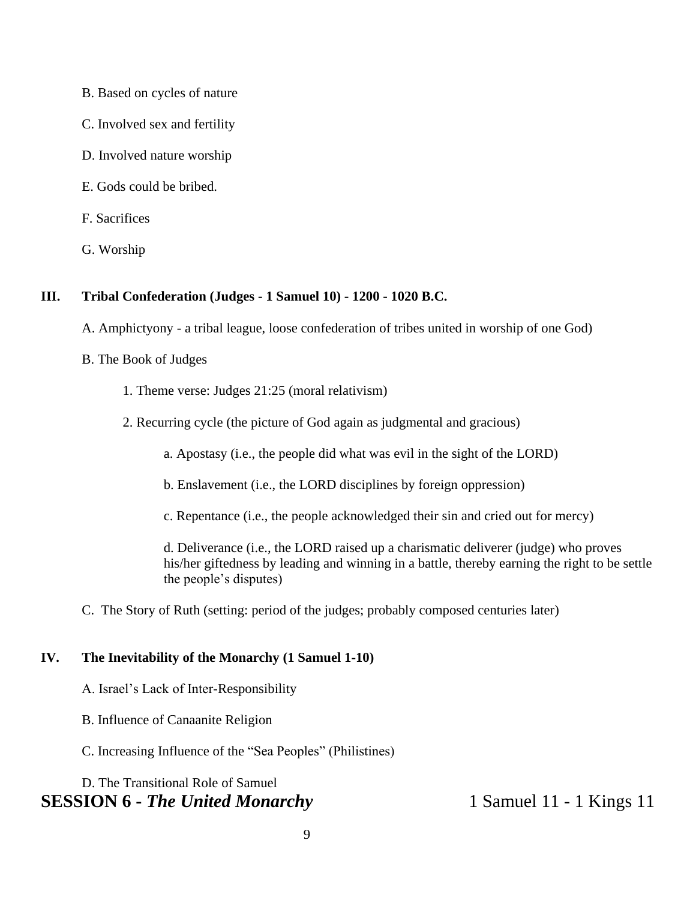B. Based on cycles of nature

C. Involved sex and fertility

D. Involved nature worship

E. Gods could be bribed.

F. Sacrifices

G. Worship

## III. Tribal Confederation (Judges - 1 Samuel 10) - 1200 - 1020 B.C.

A. Amphictyony - a tribal league, loose confederation of tribes united in worship of one God)

B. The Book of Judges

1. Theme verse: Judges 21:25 (moral relativism)

2. Recurring cycle (the picture of God again as judgmental and gracious)

    a. Apostasy (i.e., the people did what was evil in the sight of the LORD)

    b. Enslavement (i.e., the LORD disciplines by foreign oppression)

    c. Repentance (i.e., the people acknowledged their sin and cried out for mercy)

    d. Deliverance (i.e., the LORD raised up a charismatic deliverer (judge) who proves his/her giftedness by leading and winning in a battle, thereby earning the right to be settle the people's disputes)

C. The Story of Ruth (setting: period of the judges; probably composed centuries later)

## IV. The Inevitability of the Monarchy (1 Samuel 1-10)

A. Israel's Lack of Inter-Responsibility

B. Influence of Canaanite Religion

C. Increasing Influence of the "Sea Peoples" (Philistines)

D. The Transitional Role of Samuel

# SESSION 6 - *The United Monarchy* 1 Samuel 11 - 1 Kings 11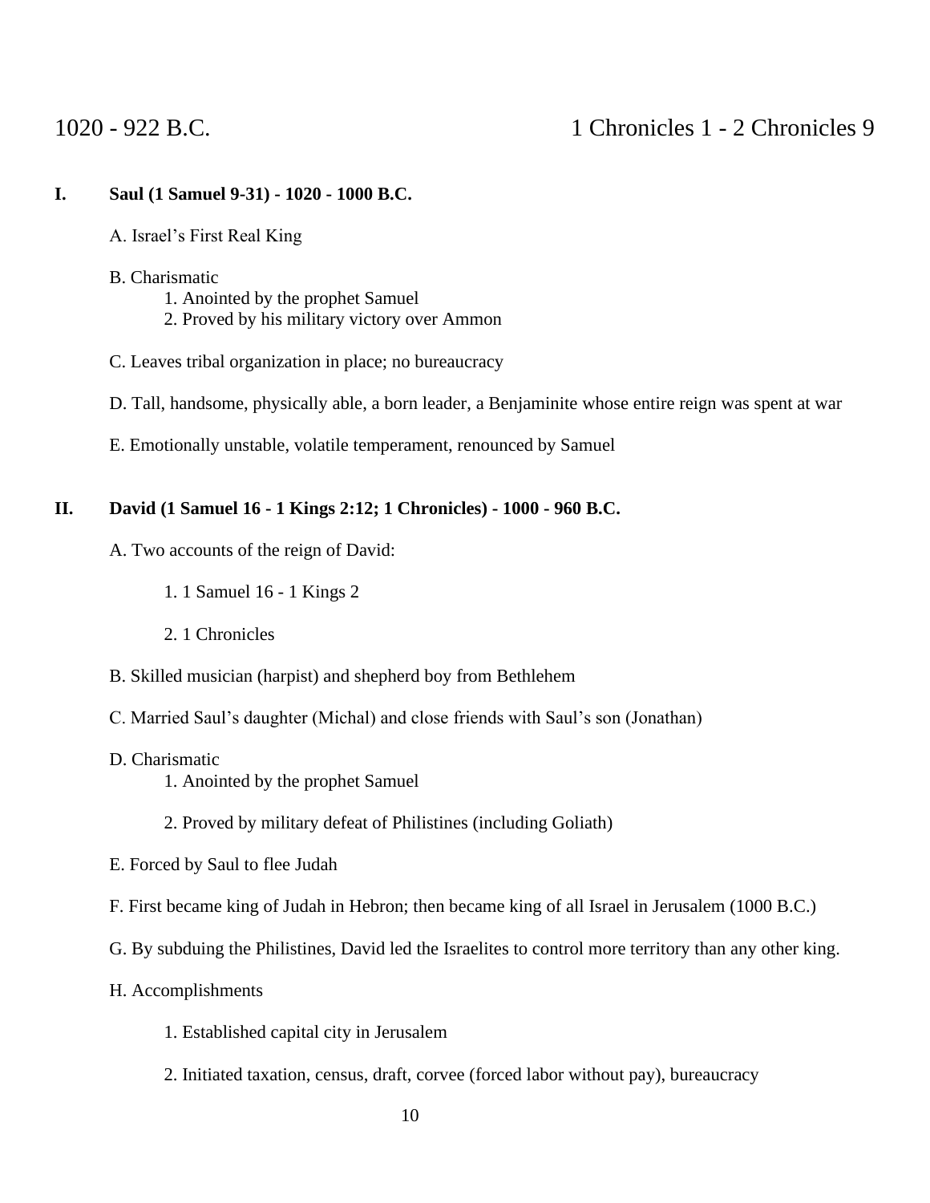1020 - 922 B.C. 1 Chronicles 1 - 2 Chronicles 9

**I. Saul (1 Samuel 9-31) - 1020 - 1000 B.C.**

A. Israel's First Real King

B. Charismatic
1. Anointed by the prophet Samuel
2. Proved by his military victory over Ammon

C. Leaves tribal organization in place; no bureaucracy

D. Tall, handsome, physically able, a born leader, a Benjaminite whose entire reign was spent at war

E. Emotionally unstable, volatile temperament, renounced by Samuel

**II. David (1 Samuel 16 - 1 Kings 2:12; 1 Chronicles) - 1000 - 960 B.C.**

A. Two accounts of the reign of David:

1. 1 Samuel 16 - 1 Kings 2

2. 1 Chronicles

B. Skilled musician (harpist) and shepherd boy from Bethlehem

C. Married Saul's daughter (Michal) and close friends with Saul's son (Jonathan)

D. Charismatic
1. Anointed by the prophet Samuel

2. Proved by military defeat of Philistines (including Goliath)

E. Forced by Saul to flee Judah

F. First became king of Judah in Hebron; then became king of all Israel in Jerusalem (1000 B.C.)

G. By subduing the Philistines, David led the Israelites to control more territory than any other king.

H. Accomplishments

1. Established capital city in Jerusalem

2. Initiated taxation, census, draft, corvee (forced labor without pay), bureaucracy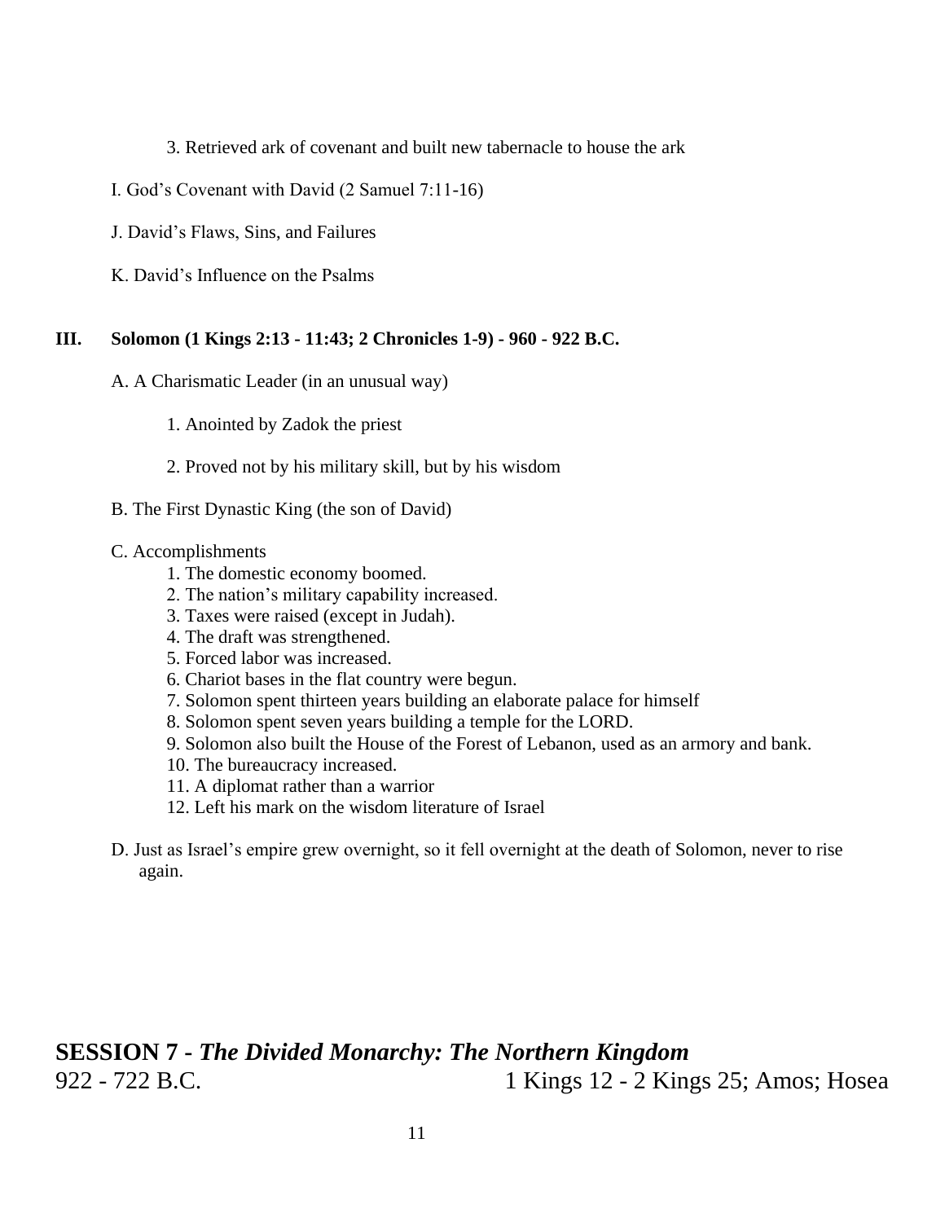3. Retrieved ark of covenant and built new tabernacle to house the ark

I. God's Covenant with David (2 Samuel 7:11-16)

J. David's Flaws, Sins, and Failures

K. David's Influence on the Psalms

**III. Solomon (1 Kings 2:13 - 11:43; 2 Chronicles 1-9) - 960 - 922 B.C.**

A. A Charismatic Leader (in an unusual way)

1. Anointed by Zadok the priest

2. Proved not by his military skill, but by his wisdom

B. The First Dynastic King (the son of David)

C. Accomplishments

1. The domestic economy boomed.
2. The nation's military capability increased.
3. Taxes were raised (except in Judah).
4. The draft was strengthened.
5. Forced labor was increased.
6. Chariot bases in the flat country were begun.
7. Solomon spent thirteen years building an elaborate palace for himself
8. Solomon spent seven years building a temple for the LORD.
9. Solomon also built the House of the Forest of Lebanon, used as an armory and bank.
10. The bureaucracy increased.
11. A diplomat rather than a warrior
12. Left his mark on the wisdom literature of Israel

D. Just as Israel's empire grew overnight, so it fell overnight at the death of Solomon, never to rise again.

## SESSION 7 - *The Divided Monarchy: The Northern Kingdom*

922 - 722 B.C. 1 Kings 12 - 2 Kings 25; Amos; Hosea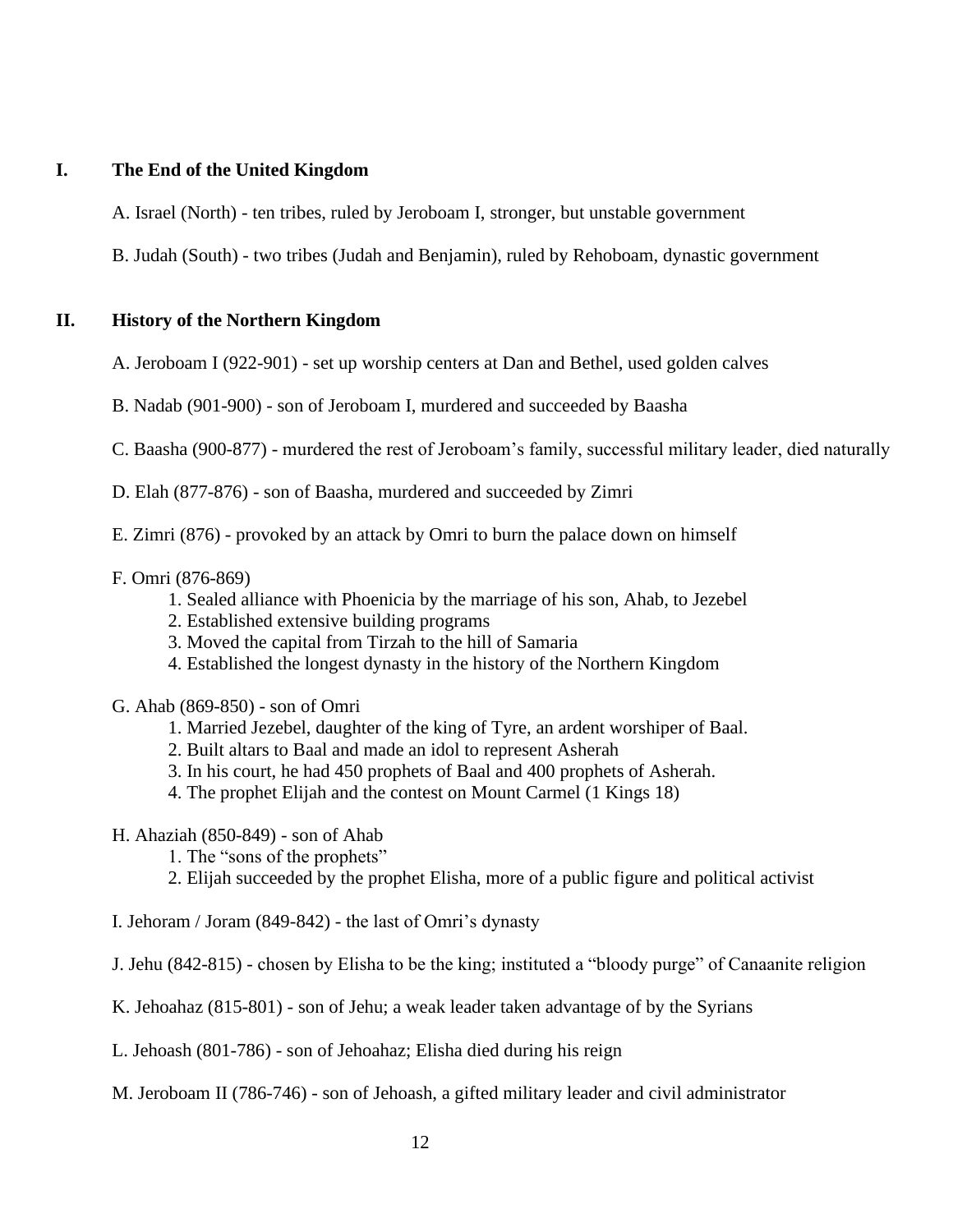## I. The End of the United Kingdom

A. Israel (North) - ten tribes, ruled by Jeroboam I, stronger, but unstable government

B. Judah (South) - two tribes (Judah and Benjamin), ruled by Rehoboam, dynastic government

## II. History of the Northern Kingdom

A. Jeroboam I (922-901) - set up worship centers at Dan and Bethel, used golden calves

B. Nadab (901-900) - son of Jeroboam I, murdered and succeeded by Baasha

C. Baasha (900-877) - murdered the rest of Jeroboam's family, successful military leader, died naturally

D. Elah (877-876) - son of Baasha, murdered and succeeded by Zimri

E. Zimri (876) - provoked by an attack by Omri to burn the palace down on himself

F. Omri (876-869)
1. Sealed alliance with Phoenicia by the marriage of his son, Ahab, to Jezebel
2. Established extensive building programs
3. Moved the capital from Tirzah to the hill of Samaria
4. Established the longest dynasty in the history of the Northern Kingdom

G. Ahab (869-850) - son of Omri
1. Married Jezebel, daughter of the king of Tyre, an ardent worshiper of Baal.
2. Built altars to Baal and made an idol to represent Asherah
3. In his court, he had 450 prophets of Baal and 400 prophets of Asherah.
4. The prophet Elijah and the contest on Mount Carmel (1 Kings 18)

H. Ahaziah (850-849) - son of Ahab
1. The "sons of the prophets"
2. Elijah succeeded by the prophet Elisha, more of a public figure and political activist

I. Jehoram / Joram (849-842) - the last of Omri's dynasty

J. Jehu (842-815) - chosen by Elisha to be the king; instituted a "bloody purge" of Canaanite religion

K. Jehoahaz (815-801) - son of Jehu; a weak leader taken advantage of by the Syrians

L. Jehoash (801-786) - son of Jehoahaz; Elisha died during his reign

M. Jeroboam II (786-746) - son of Jehoash, a gifted military leader and civil administrator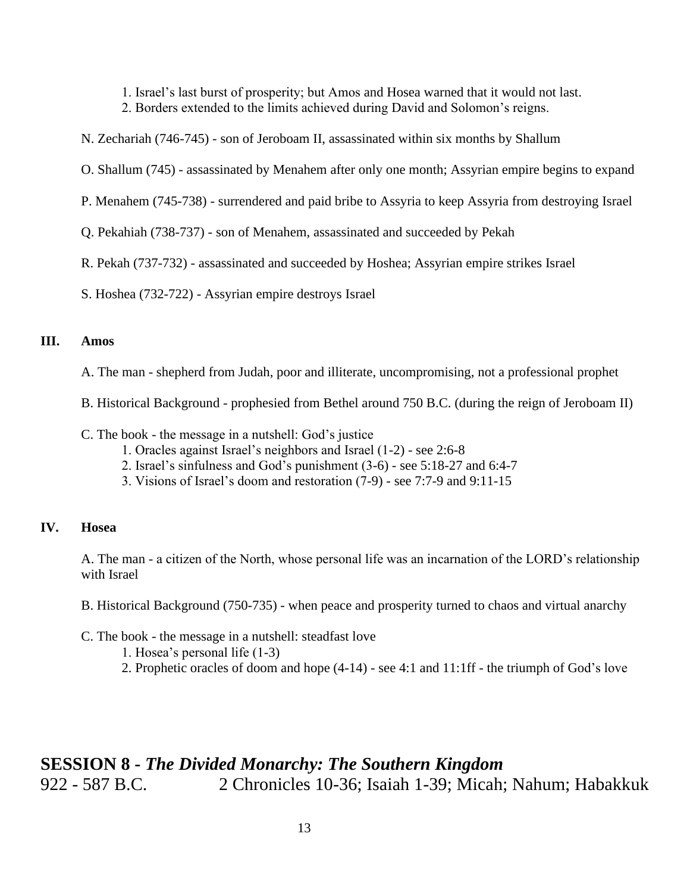1. Israel's last burst of prosperity; but Amos and Hosea warned that it would not last.
2. Borders extended to the limits achieved during David and Solomon's reigns.

N. Zechariah (746-745) - son of Jeroboam II, assassinated within six months by Shallum

O. Shallum (745) - assassinated by Menahem after only one month; Assyrian empire begins to expand

P. Menahem (745-738) - surrendered and paid bribe to Assyria to keep Assyria from destroying Israel

Q. Pekahiah (738-737) - son of Menahem, assassinated and succeeded by Pekah

R. Pekah (737-732) - assassinated and succeeded by Hoshea; Assyrian empire strikes Israel

S. Hoshea (732-722) - Assyrian empire destroys Israel

### III. Amos

A. The man - shepherd from Judah, poor and illiterate, uncompromising, not a professional prophet

B. Historical Background - prophesied from Bethel around 750 B.C. (during the reign of Jeroboam II)

C. The book - the message in a nutshell: God's justice

1. Oracles against Israel's neighbors and Israel (1-2) - see 2:6-8
2. Israel's sinfulness and God's punishment (3-6) - see 5:18-27 and 6:4-7
3. Visions of Israel's doom and restoration (7-9) - see 7:7-9 and 9:11-15

### IV. Hosea

A. The man - a citizen of the North, whose personal life was an incarnation of the LORD's relationship with Israel

B. Historical Background (750-735) - when peace and prosperity turned to chaos and virtual anarchy

C. The book - the message in a nutshell: steadfast love

1. Hosea's personal life (1-3)
2. Prophetic oracles of doom and hope (4-14) - see 4:1 and 11:1ff - the triumph of God's love

## SESSION 8 - *The Divided Monarchy: The Southern Kingdom*

922 - 587 B.C. 2 Chronicles 10-36; Isaiah 1-39; Micah; Nahum; Habakkuk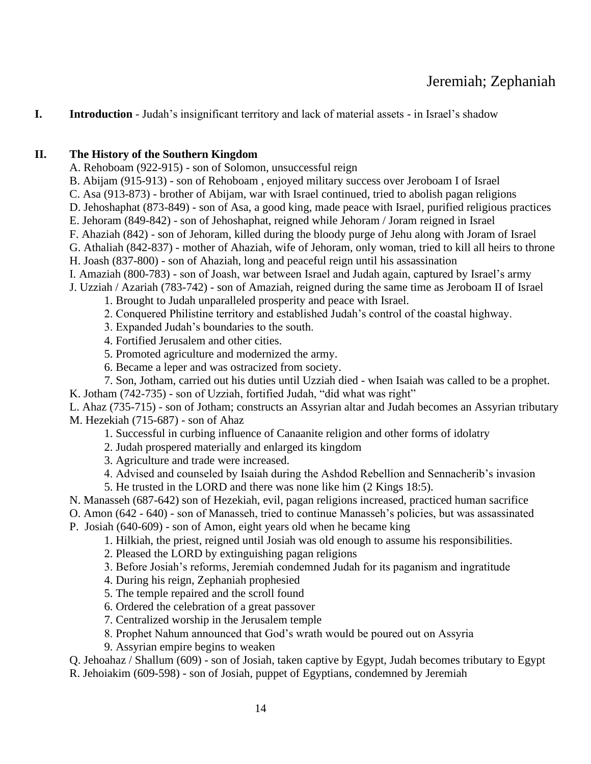# Jeremiah; Zephaniah

**I. Introduction** - Judah's insignificant territory and lack of material assets - in Israel's shadow

**II. The History of the Southern Kingdom**

A. Rehoboam (922-915) - son of Solomon, unsuccessful reign

B. Abijam (915-913) - son of Rehoboam , enjoyed military success over Jeroboam I of Israel

C. Asa (913-873) - brother of Abijam, war with Israel continued, tried to abolish pagan religions

D. Jehoshaphat (873-849) - son of Asa, a good king, made peace with Israel, purified religious practices

E. Jehoram (849-842) - son of Jehoshaphat, reigned while Jehoram / Joram reigned in Israel

F. Ahaziah (842) - son of Jehoram, killed during the bloody purge of Jehu along with Joram of Israel

G. Athaliah (842-837) - mother of Ahaziah, wife of Jehoram, only woman, tried to kill all heirs to throne

H. Joash (837-800) - son of Ahaziah, long and peaceful reign until his assassination

I. Amaziah (800-783) - son of Joash, war between Israel and Judah again, captured by Israel's army

J. Uzziah / Azariah (783-742) - son of Amaziah, reigned during the same time as Jeroboam II of Israel

1. Brought to Judah unparalleled prosperity and peace with Israel.
2. Conquered Philistine territory and established Judah's control of the coastal highway.
3. Expanded Judah's boundaries to the south.
4. Fortified Jerusalem and other cities.
5. Promoted agriculture and modernized the army.
6. Became a leper and was ostracized from society.
7. Son, Jotham, carried out his duties until Uzziah died - when Isaiah was called to be a prophet.

K. Jotham (742-735) - son of Uzziah, fortified Judah, "did what was right"

L. Ahaz (735-715) - son of Jotham; constructs an Assyrian altar and Judah becomes an Assyrian tributary

M. Hezekiah (715-687) - son of Ahaz

1. Successful in curbing influence of Canaanite religion and other forms of idolatry
2. Judah prospered materially and enlarged its kingdom
3. Agriculture and trade were increased.
4. Advised and counseled by Isaiah during the Ashdod Rebellion and Sennacherib's invasion
5. He trusted in the LORD and there was none like him (2 Kings 18:5).

N. Manasseh (687-642) son of Hezekiah, evil, pagan religions increased, practiced human sacrifice

O. Amon (642 - 640) - son of Manasseh, tried to continue Manasseh's policies, but was assassinated

P. Josiah (640-609) - son of Amon, eight years old when he became king

1. Hilkiah, the priest, reigned until Josiah was old enough to assume his responsibilities.
2. Pleased the LORD by extinguishing pagan religions
3. Before Josiah's reforms, Jeremiah condemned Judah for its paganism and ingratitude
4. During his reign, Zephaniah prophesied
5. The temple repaired and the scroll found
6. Ordered the celebration of a great passover
7. Centralized worship in the Jerusalem temple
8. Prophet Nahum announced that God's wrath would be poured out on Assyria
9. Assyrian empire begins to weaken

Q. Jehoahaz / Shallum (609) - son of Josiah, taken captive by Egypt, Judah becomes tributary to Egypt

R. Jehoiakim (609-598) - son of Josiah, puppet of Egyptians, condemned by Jeremiah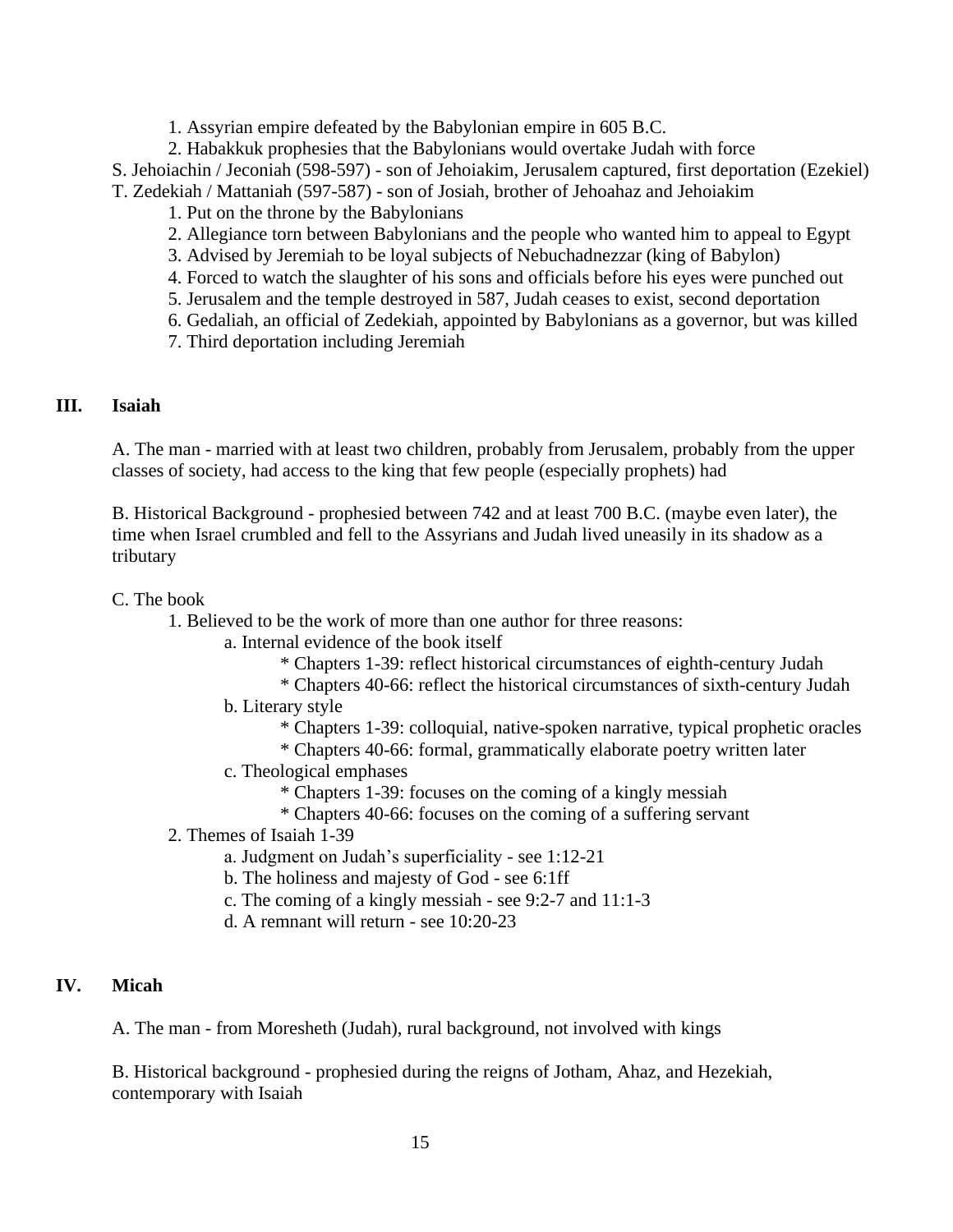1. Assyrian empire defeated by the Babylonian empire in 605 B.C.
2. Habakkuk prophesies that the Babylonians would overtake Judah with force

S. Jehoiachin / Jeconiah (598-597) - son of Jehoiakim, Jerusalem captured, first deportation (Ezekiel)

T. Zedekiah / Mattaniah (597-587) - son of Josiah, brother of Jehoahaz and Jehoiakim

1. Put on the throne by the Babylonians
2. Allegiance torn between Babylonians and the people who wanted him to appeal to Egypt
3. Advised by Jeremiah to be loyal subjects of Nebuchadnezzar (king of Babylon)
4. Forced to watch the slaughter of his sons and officials before his eyes were punched out
5. Jerusalem and the temple destroyed in 587, Judah ceases to exist, second deportation
6. Gedaliah, an official of Zedekiah, appointed by Babylonians as a governor, but was killed
7. Third deportation including Jeremiah

## III. Isaiah

A. The man - married with at least two children, probably from Jerusalem, probably from the upper classes of society, had access to the king that few people (especially prophets) had

B. Historical Background - prophesied between 742 and at least 700 B.C. (maybe even later), the time when Israel crumbled and fell to the Assyrians and Judah lived uneasily in its shadow as a tributary

C. The book

1. Believed to be the work of more than one author for three reasons:
    - a. Internal evidence of the book itself
        - * Chapters 1-39: reflect historical circumstances of eighth-century Judah
        - * Chapters 40-66: reflect the historical circumstances of sixth-century Judah
    - b. Literary style
        - * Chapters 1-39: colloquial, native-spoken narrative, typical prophetic oracles
        - * Chapters 40-66: formal, grammatically elaborate poetry written later
    - c. Theological emphases
        - * Chapters 1-39: focuses on the coming of a kingly messiah
        - * Chapters 40-66: focuses on the coming of a suffering servant
2. Themes of Isaiah 1-39
    - a. Judgment on Judah's superficiality - see 1:12-21
    - b. The holiness and majesty of God - see 6:1ff
    - c. The coming of a kingly messiah - see 9:2-7 and 11:1-3
    - d. A remnant will return - see 10:20-23

## IV. Micah

A. The man - from Moresheth (Judah), rural background, not involved with kings

B. Historical background - prophesied during the reigns of Jotham, Ahaz, and Hezekiah, contemporary with Isaiah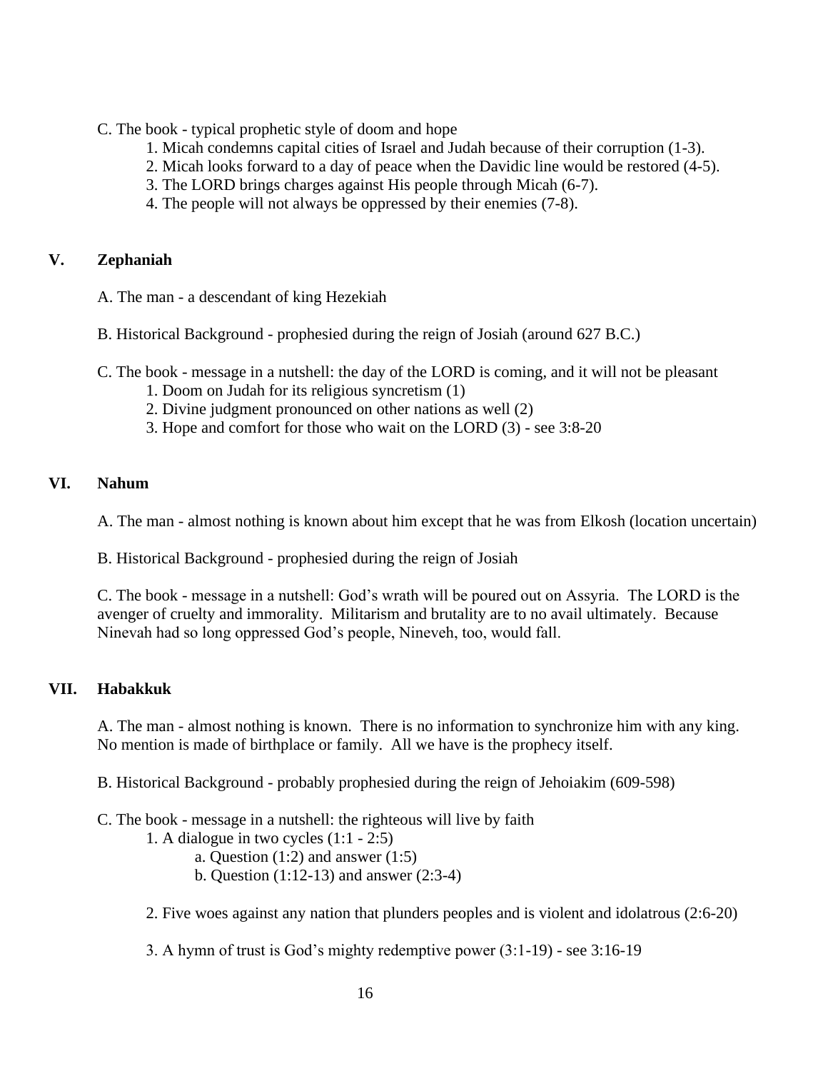C. The book - typical prophetic style of doom and hope

1. Micah condemns capital cities of Israel and Judah because of their corruption (1-3).
2. Micah looks forward to a day of peace when the Davidic line would be restored (4-5).
3. The LORD brings charges against His people through Micah (6-7).
4. The people will not always be oppressed by their enemies (7-8).

## V. Zephaniah

A. The man - a descendant of king Hezekiah

B. Historical Background - prophesied during the reign of Josiah (around 627 B.C.)

C. The book - message in a nutshell: the day of the LORD is coming, and it will not be pleasant

1. Doom on Judah for its religious syncretism (1)
2. Divine judgment pronounced on other nations as well (2)
3. Hope and comfort for those who wait on the LORD (3) - see 3:8-20

## VI. Nahum

A. The man - almost nothing is known about him except that he was from Elkosh (location uncertain)

B. Historical Background - prophesied during the reign of Josiah

C. The book - message in a nutshell: God's wrath will be poured out on Assyria. The LORD is the avenger of cruelty and immorality. Militarism and brutality are to no avail ultimately. Because Ninevah had so long oppressed God's people, Nineveh, too, would fall.

## VII. Habakkuk

A. The man - almost nothing is known. There is no information to synchronize him with any king. No mention is made of birthplace or family. All we have is the prophecy itself.

B. Historical Background - probably prophesied during the reign of Jehoiakim (609-598)

C. The book - message in a nutshell: the righteous will live by faith

1. A dialogue in two cycles (1:1 - 2:5)
   a. Question (1:2) and answer (1:5)
   b. Question (1:12-13) and answer (2:3-4)

2. Five woes against any nation that plunders peoples and is violent and idolatrous (2:6-20)

3. A hymn of trust is God's mighty redemptive power (3:1-19) - see 3:16-19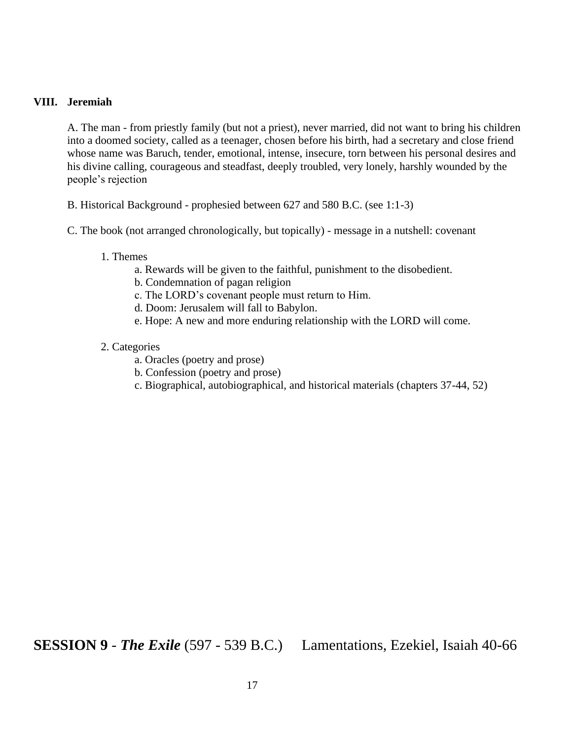## VIII. Jeremiah

A. The man - from priestly family (but not a priest), never married, did not want to bring his children into a doomed society, called as a teenager, chosen before his birth, had a secretary and close friend whose name was Baruch, tender, emotional, intense, insecure, torn between his personal desires and his divine calling, courageous and steadfast, deeply troubled, very lonely, harshly wounded by the people's rejection

B. Historical Background - prophesied between 627 and 580 B.C. (see 1:1-3)

C. The book (not arranged chronologically, but topically) - message in a nutshell: covenant

1. Themes
   - a. Rewards will be given to the faithful, punishment to the disobedient.
   - b. Condemnation of pagan religion
   - c. The LORD's covenant people must return to Him.
   - d. Doom: Jerusalem will fall to Babylon.
   - e. Hope: A new and more enduring relationship with the LORD will come.

2. Categories
   - a. Oracles (poetry and prose)
   - b. Confession (poetry and prose)
   - c. Biographical, autobiographical, and historical materials (chapters 37-44, 52)

# SESSION 9 - *The Exile* (597 - 539 B.C.) Lamentations, Ezekiel, Isaiah 40-66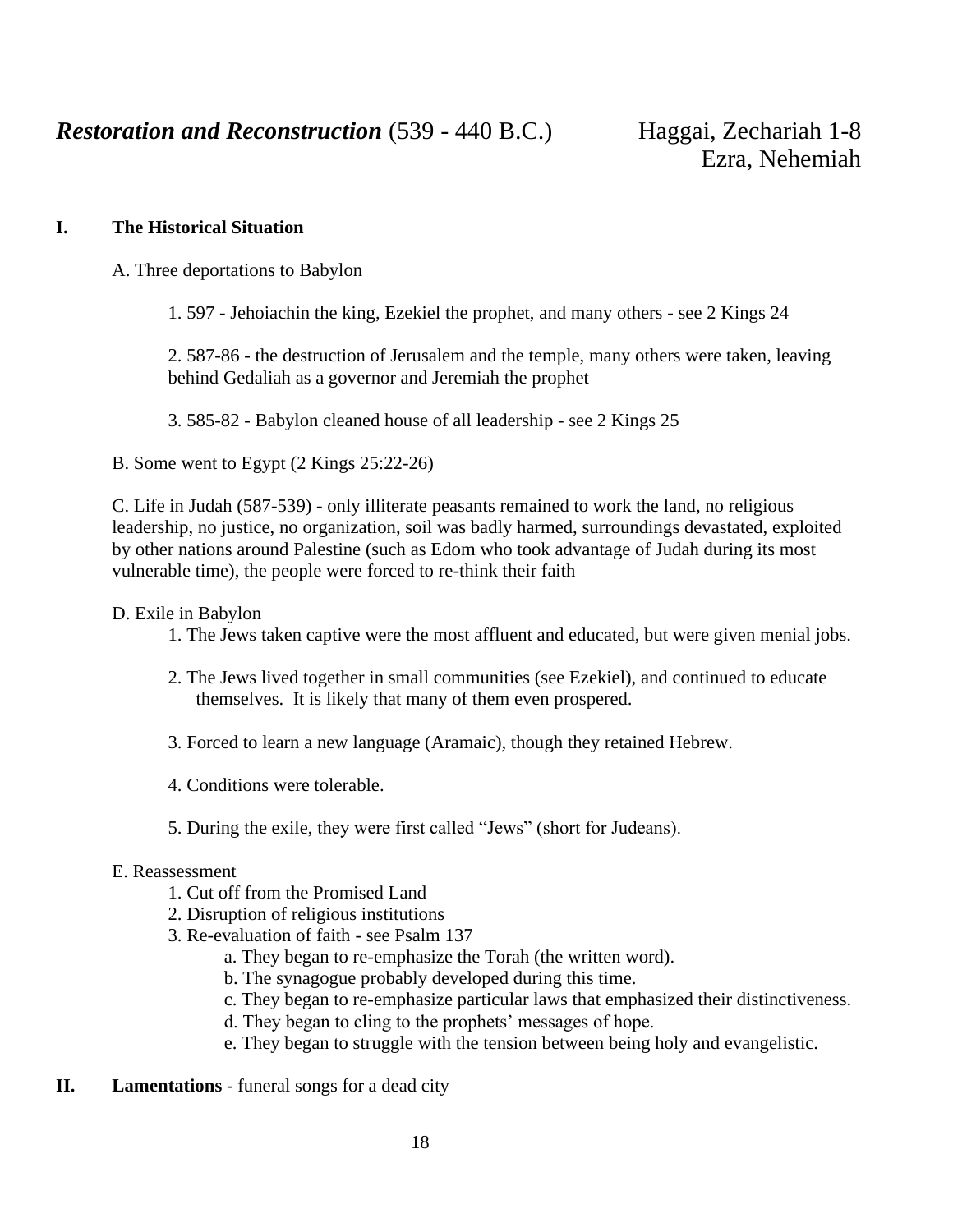## ***Restoration and Reconstruction*** (539 - 440 B.C.) Haggai, Zechariah 1-8 Ezra, Nehemiah

**I. The Historical Situation**

A. Three deportations to Babylon

1. 597 - Jehoiachin the king, Ezekiel the prophet, and many others - see 2 Kings 24

2. 587-86 - the destruction of Jerusalem and the temple, many others were taken, leaving behind Gedaliah as a governor and Jeremiah the prophet

3. 585-82 - Babylon cleaned house of all leadership - see 2 Kings 25

B. Some went to Egypt (2 Kings 25:22-26)

C. Life in Judah (587-539) - only illiterate peasants remained to work the land, no religious leadership, no justice, no organization, soil was badly harmed, surroundings devastated, exploited by other nations around Palestine (such as Edom who took advantage of Judah during its most vulnerable time), the people were forced to re-think their faith

D. Exile in Babylon

1. The Jews taken captive were the most affluent and educated, but were given menial jobs.

2. The Jews lived together in small communities (see Ezekiel), and continued to educate themselves. It is likely that many of them even prospered.

3. Forced to learn a new language (Aramaic), though they retained Hebrew.

4. Conditions were tolerable.

5. During the exile, they were first called "Jews" (short for Judeans).

E. Reassessment

1. Cut off from the Promised Land
2. Disruption of religious institutions
3. Re-evaluation of faith - see Psalm 137
   a. They began to re-emphasize the Torah (the written word).
   b. The synagogue probably developed during this time.
   c. They began to re-emphasize particular laws that emphasized their distinctiveness.
   d. They began to cling to the prophets' messages of hope.
   e. They began to struggle with the tension between being holy and evangelistic.

**II. Lamentations** - funeral songs for a dead city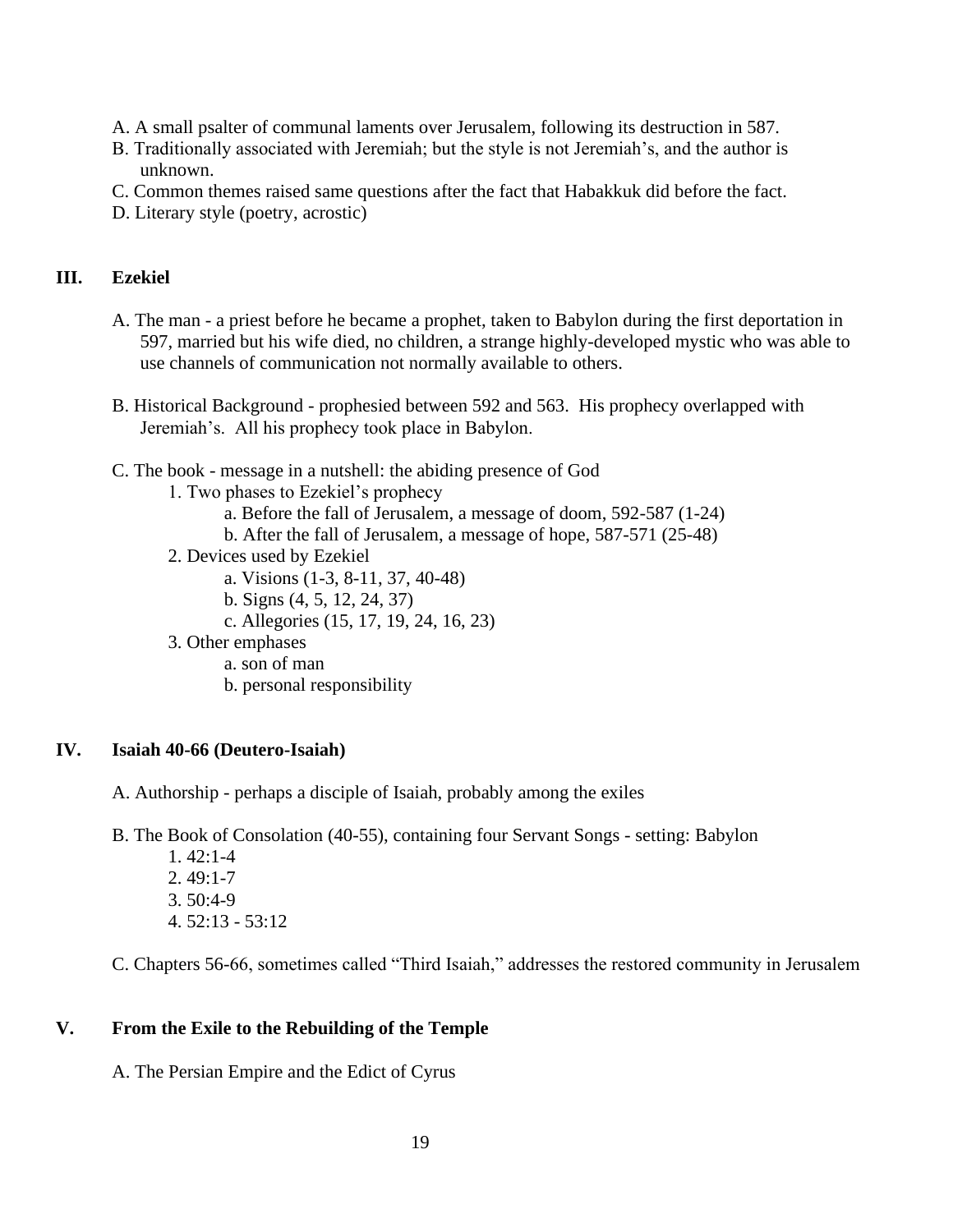A. A small psalter of communal laments over Jerusalem, following its destruction in 587.
B. Traditionally associated with Jeremiah; but the style is not Jeremiah's, and the author is unknown.
C. Common themes raised same questions after the fact that Habakkuk did before the fact.
D. Literary style (poetry, acrostic)

## III. Ezekiel

A. The man - a priest before he became a prophet, taken to Babylon during the first deportation in 597, married but his wife died, no children, a strange highly-developed mystic who was able to use channels of communication not normally available to others.

B. Historical Background - prophesied between 592 and 563. His prophecy overlapped with Jeremiah's. All his prophecy took place in Babylon.

C. The book - message in a nutshell: the abiding presence of God

1. Two phases to Ezekiel's prophecy
    a. Before the fall of Jerusalem, a message of doom, 592-587 (1-24)
    b. After the fall of Jerusalem, a message of hope, 587-571 (25-48)
2. Devices used by Ezekiel
    a. Visions (1-3, 8-11, 37, 40-48)
    b. Signs (4, 5, 12, 24, 37)
    c. Allegories (15, 17, 19, 24, 16, 23)
3. Other emphases
    a. son of man
    b. personal responsibility

## IV. Isaiah 40-66 (Deutero-Isaiah)

A. Authorship - perhaps a disciple of Isaiah, probably among the exiles

B. The Book of Consolation (40-55), containing four Servant Songs - setting: Babylon

1. 42:1-4
2. 49:1-7
3. 50:4-9
4. 52:13 - 53:12

C. Chapters 56-66, sometimes called "Third Isaiah," addresses the restored community in Jerusalem

## V. From the Exile to the Rebuilding of the Temple

A. The Persian Empire and the Edict of Cyrus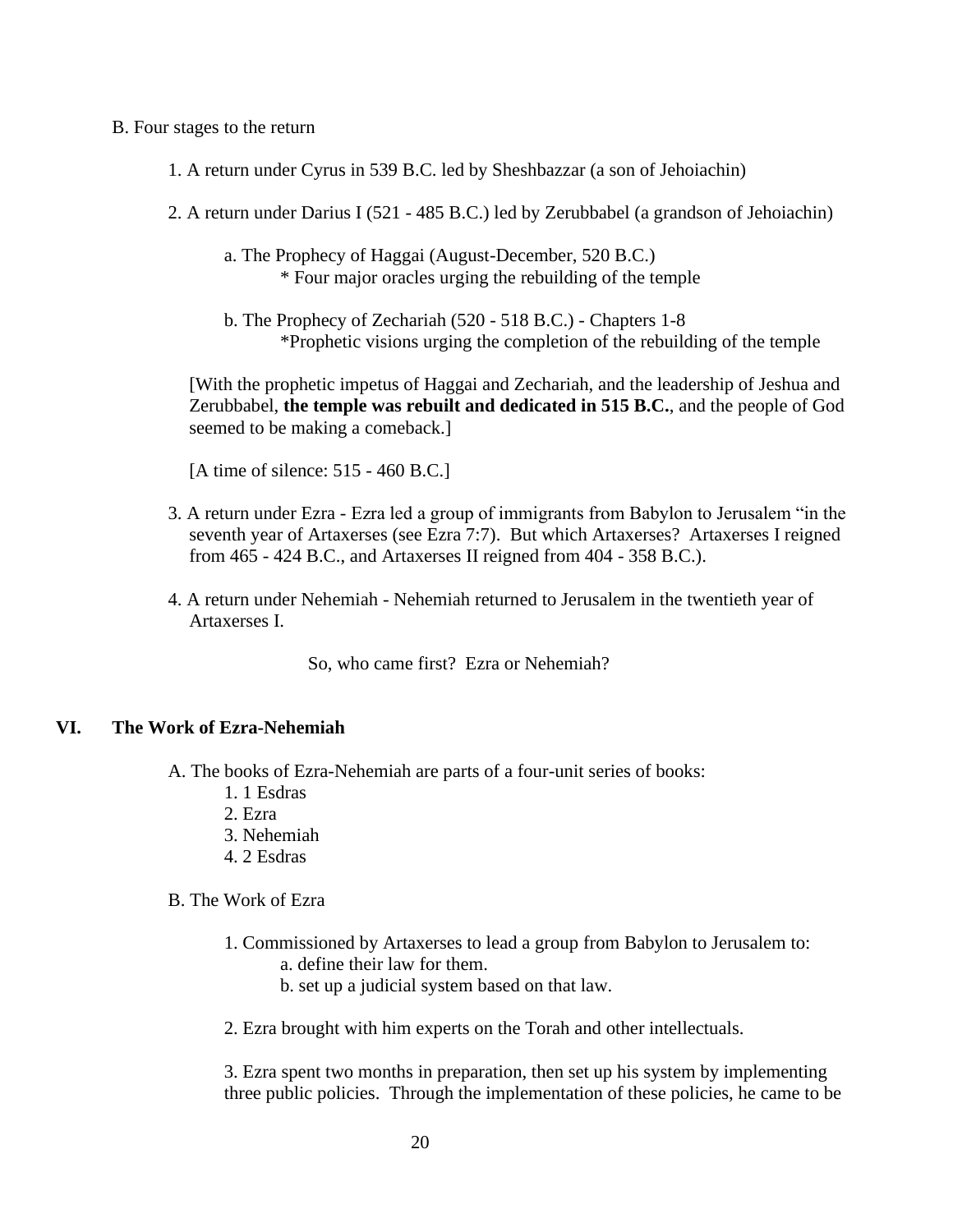B. Four stages to the return

1. A return under Cyrus in 539 B.C. led by Sheshbazzar (a son of Jehoiachin)

2. A return under Darius I (521 - 485 B.C.) led by Zerubbabel (a grandson of Jehoiachin)

    a. The Prophecy of Haggai (August-December, 520 B.C.)
        * Four major oracles urging the rebuilding of the temple

    b. The Prophecy of Zechariah (520 - 518 B.C.) - Chapters 1-8
        *Prophetic visions urging the completion of the rebuilding of the temple

[With the prophetic impetus of Haggai and Zechariah, and the leadership of Jeshua and Zerubbabel, **the temple was rebuilt and dedicated in 515 B.C.**, and the people of God seemed to be making a comeback.]

[A time of silence: 515 - 460 B.C.]

3. A return under Ezra - Ezra led a group of immigrants from Babylon to Jerusalem "in the seventh year of Artaxerses (see Ezra 7:7). But which Artaxerses? Artaxerses I reigned from 465 - 424 B.C., and Artaxerses II reigned from 404 - 358 B.C.).

4. A return under Nehemiah - Nehemiah returned to Jerusalem in the twentieth year of Artaxerses I.

So, who came first? Ezra or Nehemiah?

## VI. The Work of Ezra-Nehemiah

A. The books of Ezra-Nehemiah are parts of a four-unit series of books:
1. 1 Esdras
2. Ezra
3. Nehemiah
4. 2 Esdras

B. The Work of Ezra

1. Commissioned by Artaxerses to lead a group from Babylon to Jerusalem to:
    a. define their law for them.
    b. set up a judicial system based on that law.

2. Ezra brought with him experts on the Torah and other intellectuals.

3. Ezra spent two months in preparation, then set up his system by implementing three public policies. Through the implementation of these policies, he came to be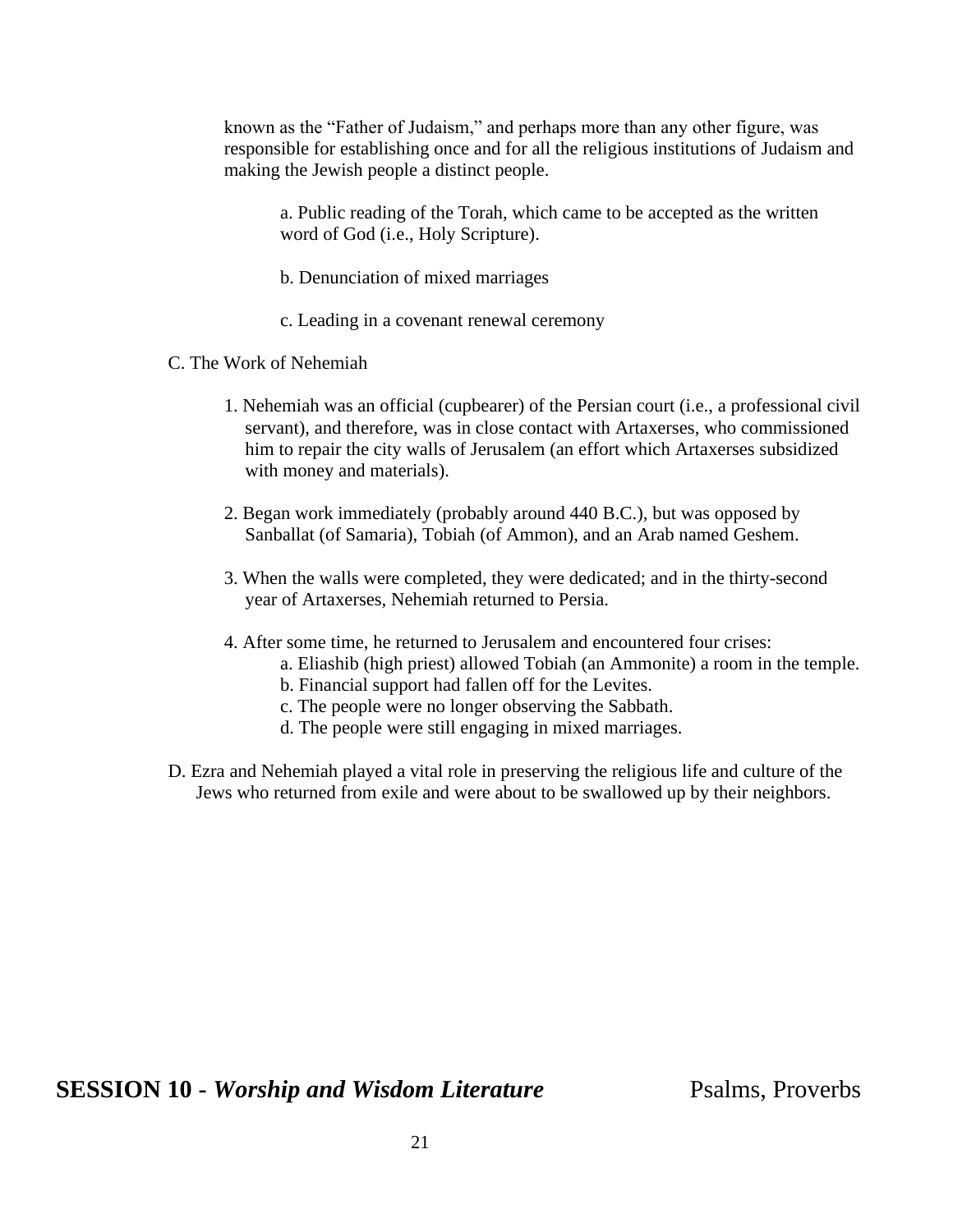known as the "Father of Judaism," and perhaps more than any other figure, was responsible for establishing once and for all the religious institutions of Judaism and making the Jewish people a distinct people.

a. Public reading of the Torah, which came to be accepted as the written word of God (i.e., Holy Scripture).

b. Denunciation of mixed marriages

c. Leading in a covenant renewal ceremony

C. The Work of Nehemiah

1. Nehemiah was an official (cupbearer) of the Persian court (i.e., a professional civil servant), and therefore, was in close contact with Artaxerses, who commissioned him to repair the city walls of Jerusalem (an effort which Artaxerses subsidized with money and materials).

2. Began work immediately (probably around 440 B.C.), but was opposed by Sanballat (of Samaria), Tobiah (of Ammon), and an Arab named Geshem.

3. When the walls were completed, they were dedicated; and in the thirty-second year of Artaxerses, Nehemiah returned to Persia.

4. After some time, he returned to Jerusalem and encountered four crises:
   - a. Eliashib (high priest) allowed Tobiah (an Ammonite) a room in the temple.
   - b. Financial support had fallen off for the Levites.
   - c. The people were no longer observing the Sabbath.
   - d. The people were still engaging in mixed marriages.

D. Ezra and Nehemiah played a vital role in preserving the religious life and culture of the Jews who returned from exile and were about to be swallowed up by their neighbors.

## SESSION 10 - *Worship and Wisdom Literature* Psalms, Proverbs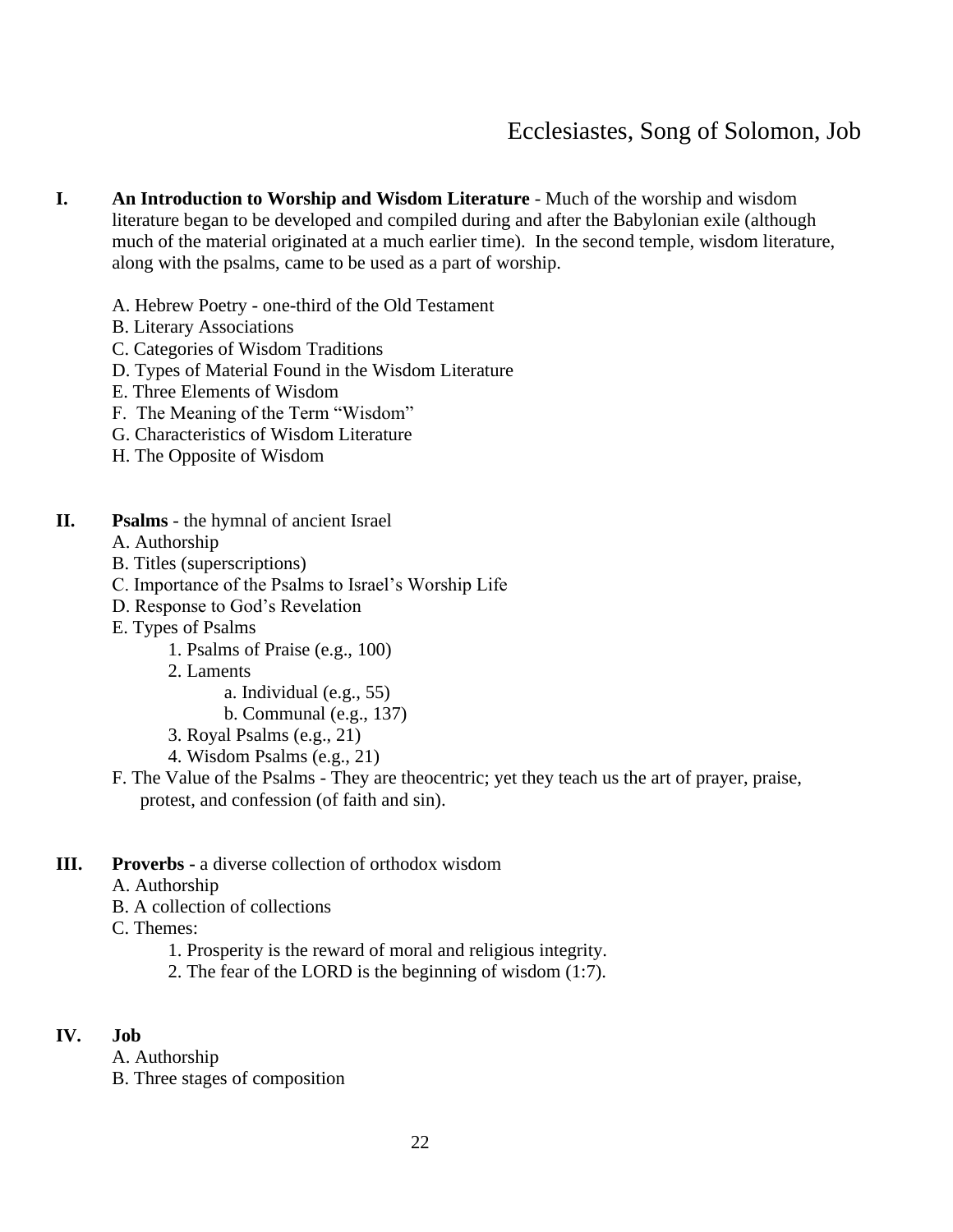# Ecclesiastes, Song of Solomon, Job

**I. An Introduction to Worship and Wisdom Literature** - Much of the worship and wisdom literature began to be developed and compiled during and after the Babylonian exile (although much of the material originated at a much earlier time). In the second temple, wisdom literature, along with the psalms, came to be used as a part of worship.

- A. Hebrew Poetry - one-third of the Old Testament
- B. Literary Associations
- C. Categories of Wisdom Traditions
- D. Types of Material Found in the Wisdom Literature
- E. Three Elements of Wisdom
- F. The Meaning of the Term "Wisdom"
- G. Characteristics of Wisdom Literature
- H. The Opposite of Wisdom

**II. Psalms** - the hymnal of ancient Israel

- A. Authorship
- B. Titles (superscriptions)
- C. Importance of the Psalms to Israel's Worship Life
- D. Response to God's Revelation
- E. Types of Psalms
  1. Psalms of Praise (e.g., 100)
  2. Laments
     - a. Individual (e.g., 55)
     - b. Communal (e.g., 137)
  3. Royal Psalms (e.g., 21)
  4. Wisdom Psalms (e.g., 21)
- F. The Value of the Psalms - They are theocentric; yet they teach us the art of prayer, praise, protest, and confession (of faith and sin).

**III. Proverbs -** a diverse collection of orthodox wisdom

- A. Authorship
- B. A collection of collections
- C. Themes:
  1. Prosperity is the reward of moral and religious integrity.
  2. The fear of the LORD is the beginning of wisdom (1:7).

**IV. Job**

- A. Authorship
- B. Three stages of composition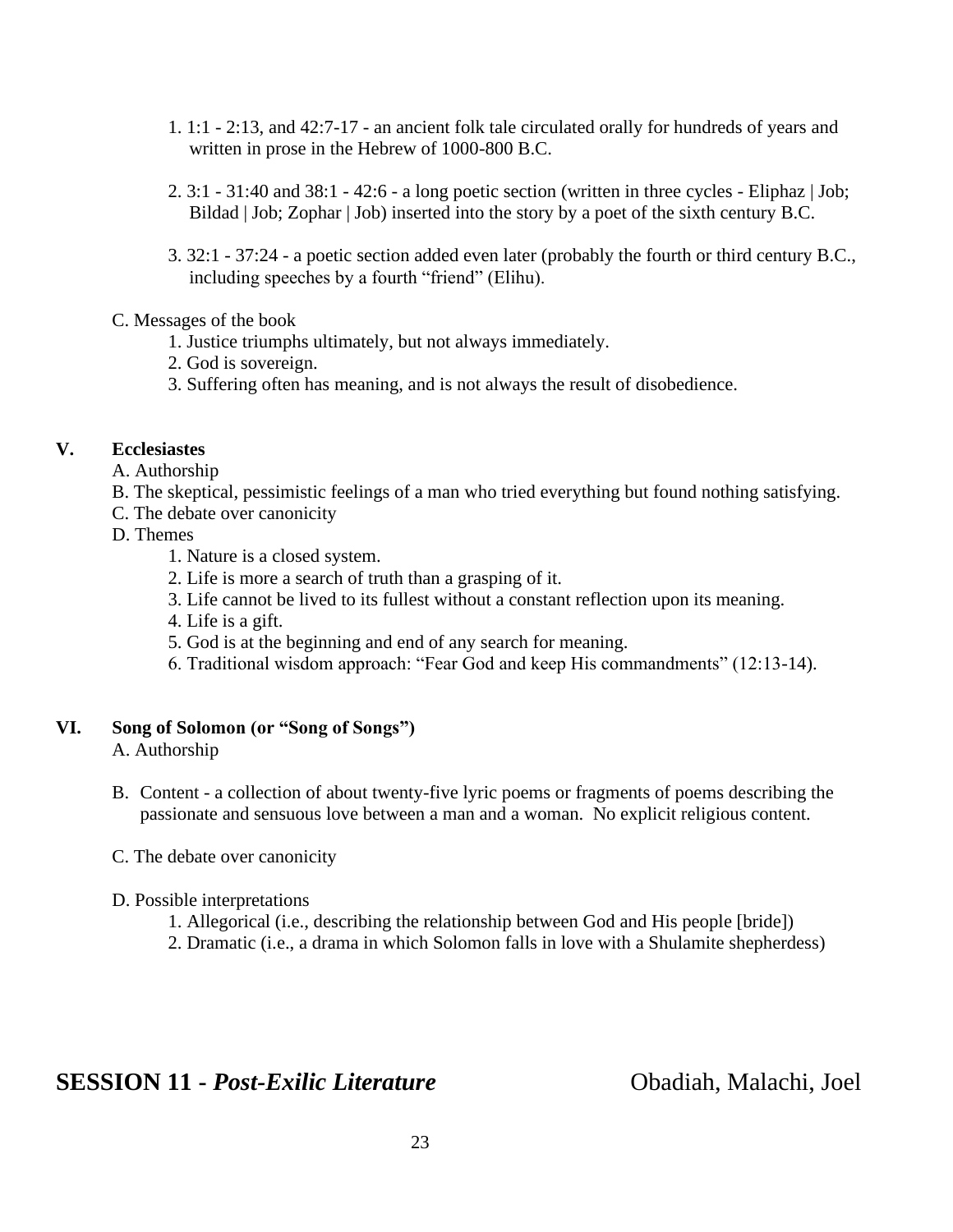1. 1:1 - 2:13, and 42:7-17 - an ancient folk tale circulated orally for hundreds of years and written in prose in the Hebrew of 1000-800 B.C.

2. 3:1 - 31:40 and 38:1 - 42:6 - a long poetic section (written in three cycles - Eliphaz | Job; Bildad | Job; Zophar | Job) inserted into the story by a poet of the sixth century B.C.

3. 32:1 - 37:24 - a poetic section added even later (probably the fourth or third century B.C., including speeches by a fourth "friend" (Elihu).

C. Messages of the book
  1. Justice triumphs ultimately, but not always immediately.
  2. God is sovereign.
  3. Suffering often has meaning, and is not always the result of disobedience.

## V. Ecclesiastes

A. Authorship
B. The skeptical, pessimistic feelings of a man who tried everything but found nothing satisfying.
C. The debate over canonicity
D. Themes
  1. Nature is a closed system.
  2. Life is more a search of truth than a grasping of it.
  3. Life cannot be lived to its fullest without a constant reflection upon its meaning.
  4. Life is a gift.
  5. God is at the beginning and end of any search for meaning.
  6. Traditional wisdom approach: "Fear God and keep His commandments" (12:13-14).

## VI. Song of Solomon (or "Song of Songs")

A. Authorship

B. Content - a collection of about twenty-five lyric poems or fragments of poems describing the passionate and sensuous love between a man and a woman. No explicit religious content.

C. The debate over canonicity

D. Possible interpretations
  1. Allegorical (i.e., describing the relationship between God and His people [bride])
  2. Dramatic (i.e., a drama in which Solomon falls in love with a Shulamite shepherdess)

# SESSION 11 - *Post-Exilic Literature* Obadiah, Malachi, Joel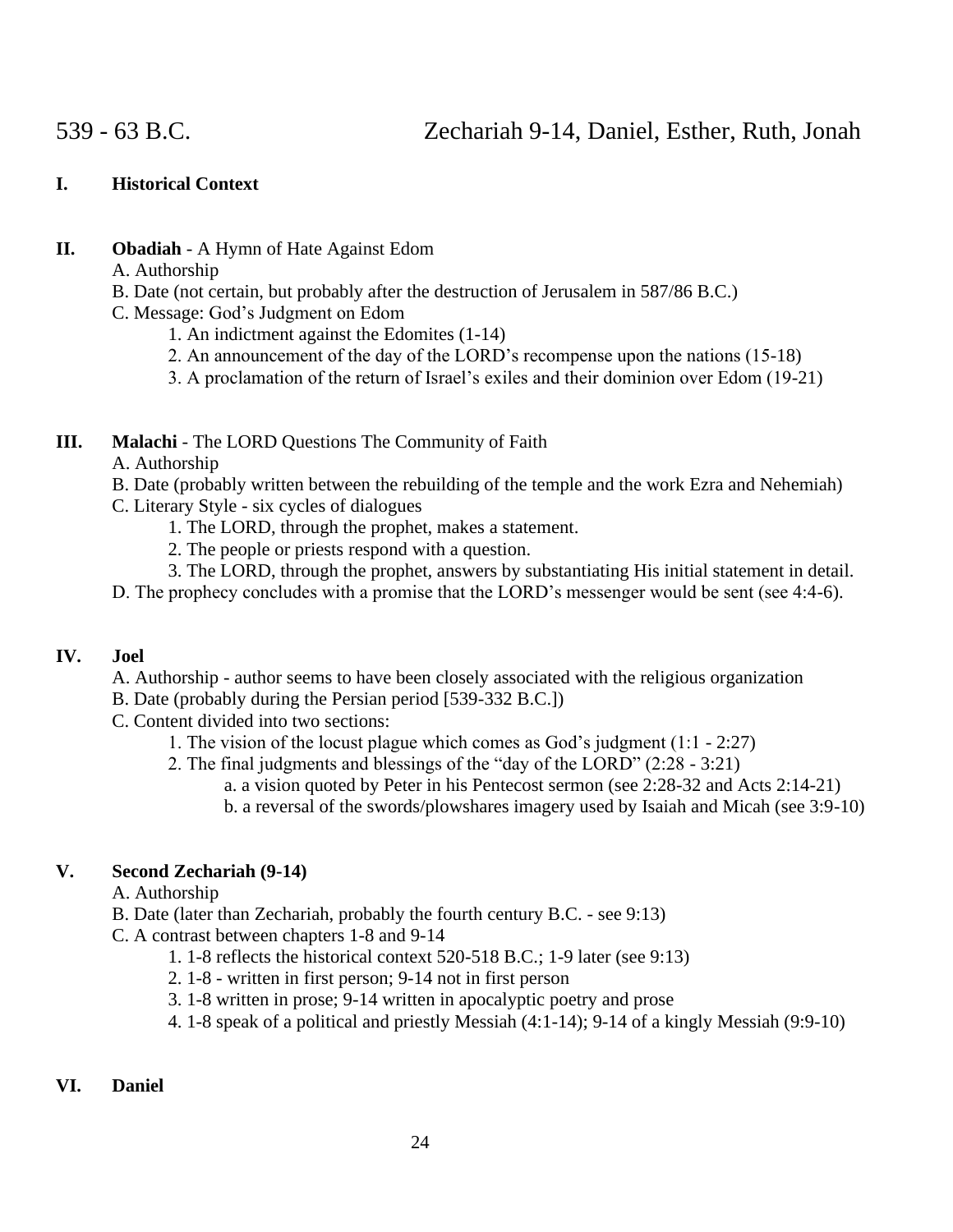# 539 - 63 B.C. Zechariah 9-14, Daniel, Esther, Ruth, Jonah

**I. Historical Context**

**II. Obadiah** - A Hymn of Hate Against Edom

A. Authorship

B. Date (not certain, but probably after the destruction of Jerusalem in 587/86 B.C.)

C. Message: God's Judgment on Edom

1. An indictment against the Edomites (1-14)
2. An announcement of the day of the LORD's recompense upon the nations (15-18)
3. A proclamation of the return of Israel's exiles and their dominion over Edom (19-21)

**III. Malachi** - The LORD Questions The Community of Faith

A. Authorship

B. Date (probably written between the rebuilding of the temple and the work Ezra and Nehemiah)

C. Literary Style - six cycles of dialogues

1. The LORD, through the prophet, makes a statement.
2. The people or priests respond with a question.
3. The LORD, through the prophet, answers by substantiating His initial statement in detail.

D. The prophecy concludes with a promise that the LORD's messenger would be sent (see 4:4-6).

**IV. Joel**

A. Authorship - author seems to have been closely associated with the religious organization

B. Date (probably during the Persian period [539-332 B.C.])

C. Content divided into two sections:

1. The vision of the locust plague which comes as God's judgment (1:1 - 2:27)
2. The final judgments and blessings of the "day of the LORD" (2:28 - 3:21)
   - a. a vision quoted by Peter in his Pentecost sermon (see 2:28-32 and Acts 2:14-21)
   - b. a reversal of the swords/plowshares imagery used by Isaiah and Micah (see 3:9-10)

**V. Second Zechariah (9-14)**

A. Authorship

B. Date (later than Zechariah, probably the fourth century B.C. - see 9:13)

C. A contrast between chapters 1-8 and 9-14

1. 1-8 reflects the historical context 520-518 B.C.; 1-9 later (see 9:13)
2. 1-8 - written in first person; 9-14 not in first person
3. 1-8 written in prose; 9-14 written in apocalyptic poetry and prose
4. 1-8 speak of a political and priestly Messiah (4:1-14); 9-14 of a kingly Messiah (9:9-10)

**VI. Daniel**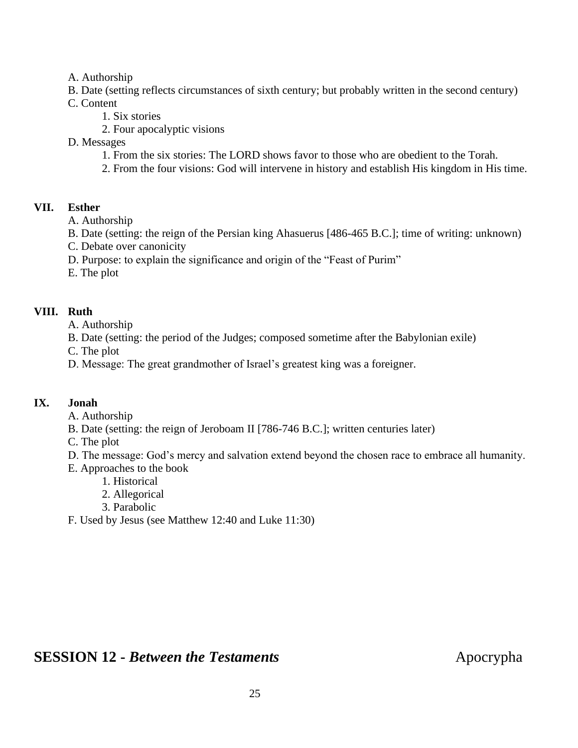A. Authorship

B. Date (setting reflects circumstances of sixth century; but probably written in the second century)

C. Content

    1. Six stories
    2. Four apocalyptic visions

D. Messages

    1. From the six stories: The LORD shows favor to those who are obedient to the Torah.
    2. From the four visions: God will intervene in history and establish His kingdom in His time.

## VII. Esther

A. Authorship

B. Date (setting: the reign of the Persian king Ahasuerus [486-465 B.C.]; time of writing: unknown)

C. Debate over canonicity

D. Purpose: to explain the significance and origin of the "Feast of Purim"

E. The plot

## VIII. Ruth

A. Authorship

B. Date (setting: the period of the Judges; composed sometime after the Babylonian exile)

C. The plot

D. Message: The great grandmother of Israel's greatest king was a foreigner.

## IX. Jonah

A. Authorship

B. Date (setting: the reign of Jeroboam II [786-746 B.C.]; written centuries later)

C. The plot

D. The message: God's mercy and salvation extend beyond the chosen race to embrace all humanity.

E. Approaches to the book

    1. Historical
    2. Allegorical
    3. Parabolic

F. Used by Jesus (see Matthew 12:40 and Luke 11:30)

# SESSION 12 - *Between the Testaments* Apocrypha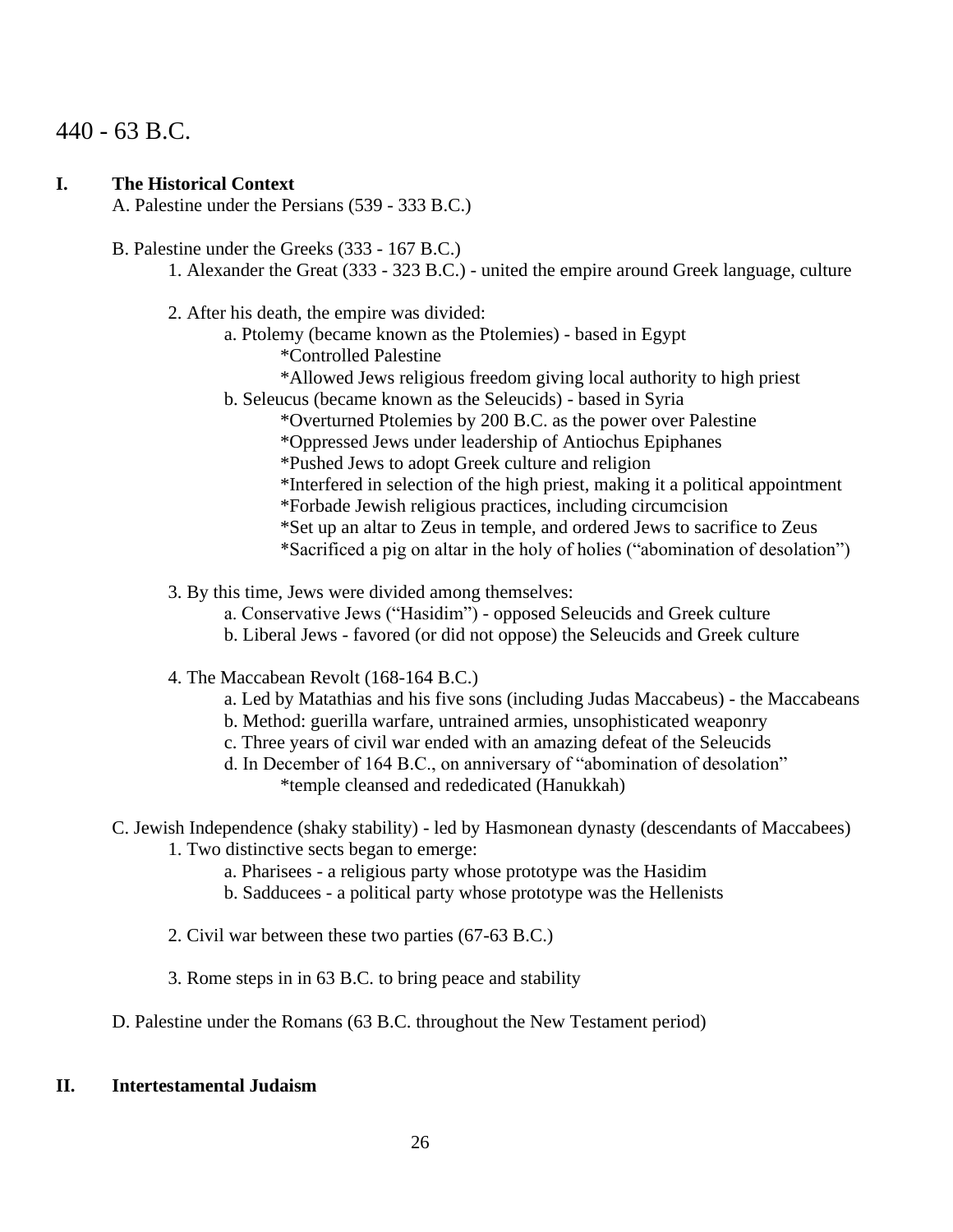# 440 - 63 B.C.

**I. The Historical Context**

A. Palestine under the Persians (539 - 333 B.C.)

B. Palestine under the Greeks (333 - 167 B.C.)

1. Alexander the Great (333 - 323 B.C.) - united the empire around Greek language, culture

2. After his death, the empire was divided:
    - a. Ptolemy (became known as the Ptolemies) - based in Egypt
        - *Controlled Palestine
        - *Allowed Jews religious freedom giving local authority to high priest
    - b. Seleucus (became known as the Seleucids) - based in Syria
        - *Overturned Ptolemies by 200 B.C. as the power over Palestine
        - *Oppressed Jews under leadership of Antiochus Epiphanes
        - *Pushed Jews to adopt Greek culture and religion
        - *Interfered in selection of the high priest, making it a political appointment
        - *Forbade Jewish religious practices, including circumcision
        - *Set up an altar to Zeus in temple, and ordered Jews to sacrifice to Zeus
        - *Sacrificed a pig on altar in the holy of holies ("abomination of desolation")

3. By this time, Jews were divided among themselves:
    - a. Conservative Jews ("Hasidim") - opposed Seleucids and Greek culture
    - b. Liberal Jews - favored (or did not oppose) the Seleucids and Greek culture

4. The Maccabean Revolt (168-164 B.C.)
    - a. Led by Matathias and his five sons (including Judas Maccabeus) - the Maccabeans
    - b. Method: guerilla warfare, untrained armies, unsophisticated weaponry
    - c. Three years of civil war ended with an amazing defeat of the Seleucids
    - d. In December of 164 B.C., on anniversary of "abomination of desolation"
        - *temple cleansed and rededicated (Hanukkah)

C. Jewish Independence (shaky stability) - led by Hasmonean dynasty (descendants of Maccabees)

1. Two distinctive sects began to emerge:
    - a. Pharisees - a religious party whose prototype was the Hasidim
    - b. Sadducees - a political party whose prototype was the Hellenists

2. Civil war between these two parties (67-63 B.C.)

3. Rome steps in in 63 B.C. to bring peace and stability

D. Palestine under the Romans (63 B.C. throughout the New Testament period)

**II. Intertestamental Judaism**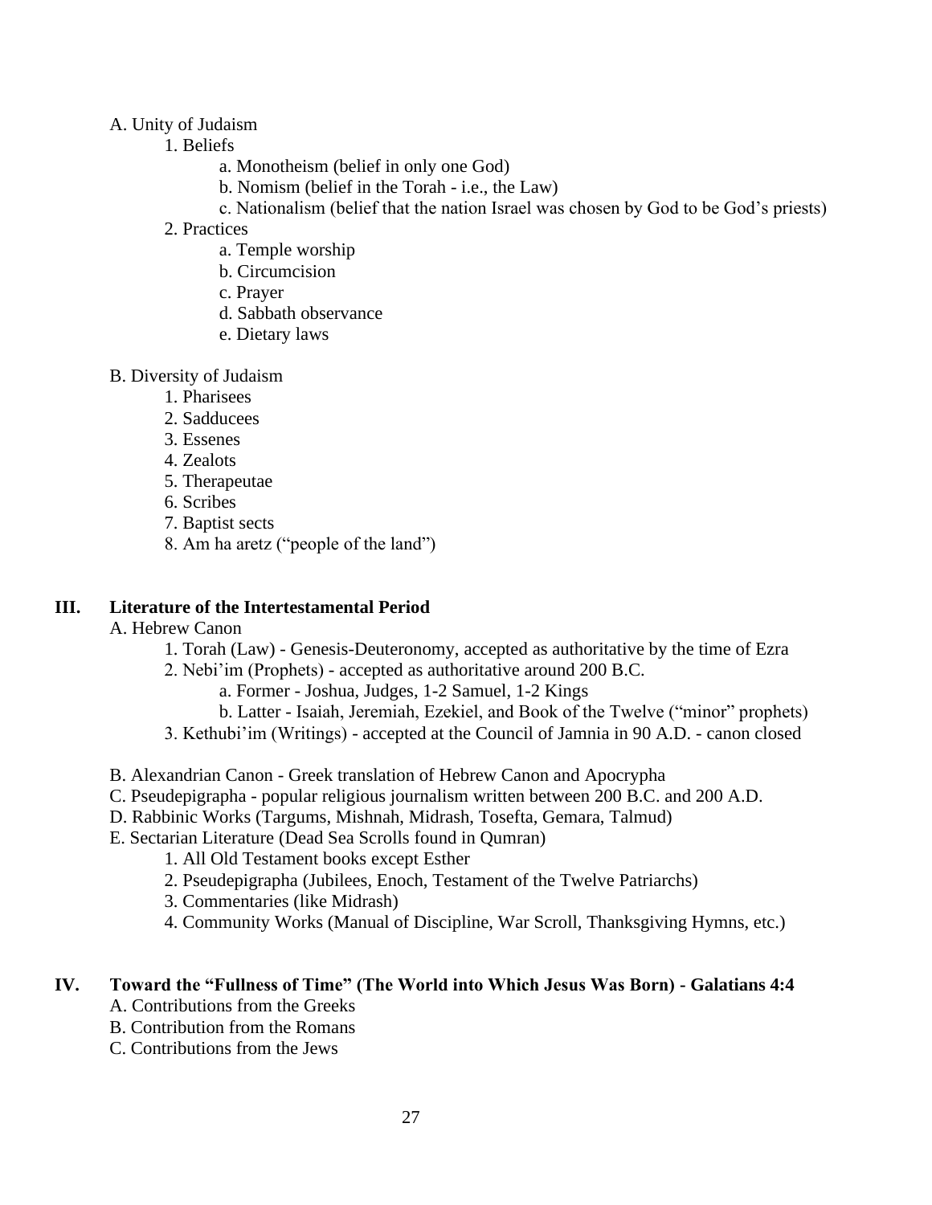- A. Unity of Judaism
  - 1. Beliefs
    - a. Monotheism (belief in only one God)
    - b. Nomism (belief in the Torah - i.e., the Law)
    - c. Nationalism (belief that the nation Israel was chosen by God to be God's priests)
  - 2. Practices
    - a. Temple worship
    - b. Circumcision
    - c. Prayer
    - d. Sabbath observance
    - e. Dietary laws

- B. Diversity of Judaism
  - 1. Pharisees
  - 2. Sadducees
  - 3. Essenes
  - 4. Zealots
  - 5. Therapeutae
  - 6. Scribes
  - 7. Baptist sects
  - 8. Am ha aretz ("people of the land")

## III. Literature of the Intertestamental Period

- A. Hebrew Canon
  - 1. Torah (Law) - Genesis-Deuteronomy, accepted as authoritative by the time of Ezra
  - 2. Nebi'im (Prophets) - accepted as authoritative around 200 B.C.
    - a. Former - Joshua, Judges, 1-2 Samuel, 1-2 Kings
    - b. Latter - Isaiah, Jeremiah, Ezekiel, and Book of the Twelve ("minor" prophets)
  - 3. Kethubi'im (Writings) - accepted at the Council of Jamnia in 90 A.D. - canon closed

- B. Alexandrian Canon - Greek translation of Hebrew Canon and Apocrypha
- C. Pseudepigrapha - popular religious journalism written between 200 B.C. and 200 A.D.
- D. Rabbinic Works (Targums, Mishnah, Midrash, Tosefta, Gemara, Talmud)
- E. Sectarian Literature (Dead Sea Scrolls found in Qumran)
  - 1. All Old Testament books except Esther
  - 2. Pseudepigrapha (Jubilees, Enoch, Testament of the Twelve Patriarchs)
  - 3. Commentaries (like Midrash)
  - 4. Community Works (Manual of Discipline, War Scroll, Thanksgiving Hymns, etc.)

## IV. Toward the "Fullness of Time" (The World into Which Jesus Was Born) - Galatians 4:4

- A. Contributions from the Greeks
- B. Contribution from the Romans
- C. Contributions from the Jews